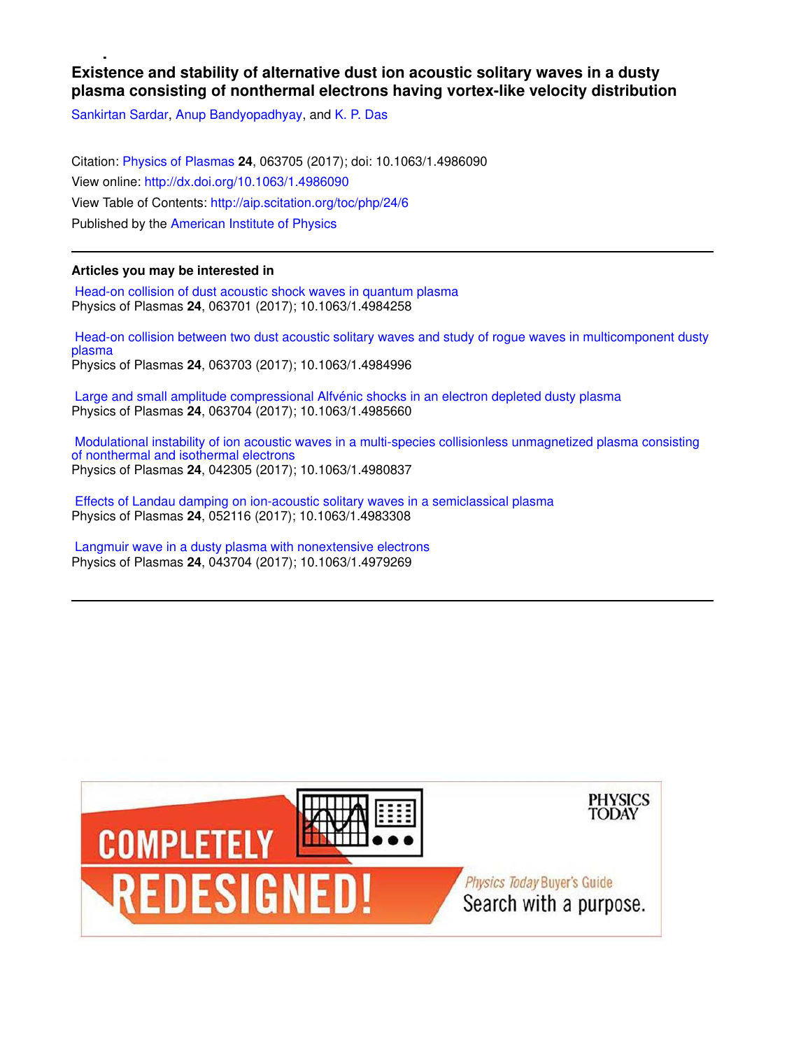# Existence and stability of alternative dust ion acoustic solitary waves in a dusty plasma consisting of nonthermal electrons having vortex-like velocity distribution

Sankirtan Sardar, Anup Bandyopadhyay, and K. P. Das

Citation: Physics of Plasmas **24**, 063705 (2017); doi: 10.1063/1.4986090
View online: http://dx.doi.org/10.1063/1.4986090
View Table of Contents: http://aip.scitation.org/toc/php/24/6
Published by the American Institute of Physics

---

## Articles you may be interested in

Head-on collision of dust acoustic shock waves in quantum plasma
Physics of Plasmas **24**, 063701 (2017); 10.1063/1.4984258

Head-on collision between two dust acoustic solitary waves and study of rogue waves in multicomponent dusty plasma
Physics of Plasmas **24**, 063703 (2017); 10.1063/1.4984996

Large and small amplitude compressional Alfvénic shocks in an electron depleted dusty plasma
Physics of Plasmas **24**, 063704 (2017); 10.1063/1.4985660

Modulational instability of ion acoustic waves in a multi-species collisionless unmagnetized plasma consisting of nonthermal and isothermal electrons
Physics of Plasmas **24**, 042305 (2017); 10.1063/1.4980837

Effects of Landau damping on ion-acoustic solitary waves in a semiclassical plasma
Physics of Plasmas **24**, 052116 (2017); 10.1063/1.4983308

Langmuir wave in a dusty plasma with nonextensive electrons
Physics of Plasmas **24**, 043704 (2017); 10.1063/1.4979269

---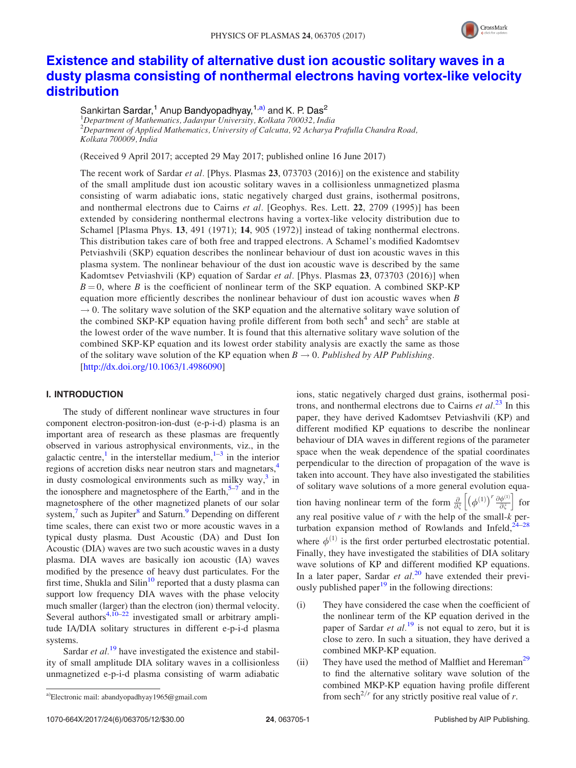# Existence and stability of alternative dust ion acoustic solitary waves in a dusty plasma consisting of nonthermal electrons having vortex-like velocity distribution

Sankirtan Sardar,[1] Anup Bandyopadhyay,[1,a)] and K. P. Das[2]

[1]*Department of Mathematics, Jadavpur University, Kolkata 700032, India*
[2]*Department of Applied Mathematics, University of Calcutta, 92 Acharya Prafulla Chandra Road, Kolkata 700009, India*

(Received 9 April 2017; accepted 29 May 2017; published online 16 June 2017)

The recent work of Sardar *et al.* [Phys. Plasmas **23**, 073703 (2016)] on the existence and stability of the small amplitude dust ion acoustic solitary waves in a collisionless unmagnetized plasma consisting of warm adiabatic ions, static negatively charged dust grains, isothermal positrons, and nonthermal electrons due to Cairns *et al.* [Geophys. Res. Lett. **22**, 2709 (1995)] has been extended by considering nonthermal electrons having a vortex-like velocity distribution due to Schamel [Plasma Phys. **13**, 491 (1971); **14**, 905 (1972)] instead of taking nonthermal electrons. This distribution takes care of both free and trapped electrons. A Schamel's modified Kadomtsev Petviashvili (SKP) equation describes the nonlinear behaviour of dust ion acoustic waves in this plasma system. The nonlinear behaviour of the dust ion acoustic wave is described by the same Kadomtsev Petviashvili (KP) equation of Sardar *et al.* [Phys. Plasmas **23**, 073703 (2016)] when $B=0$, where $B$ is the coefficient of nonlinear term of the SKP equation. A combined SKP-KP equation more efficiently describes the nonlinear behaviour of dust ion acoustic waves when $B \to 0$. The solitary wave solution of the SKP equation and the alternative solitary wave solution of the combined SKP-KP equation having profile different from both sech$^4$ and sech$^2$ are stable at the lowest order of the wave number. It is found that this alternative solitary wave solution of the combined SKP-KP equation and its lowest order stability analysis are exactly the same as those of the solitary wave solution of the KP equation when $B \to 0$. *Published by AIP Publishing.* [http://dx.doi.org/10.1063/1.4986090]

## I. INTRODUCTION

The study of different nonlinear wave structures in four component electron-positron-ion-dust (e-p-i-d) plasma is an important area of research as these plasmas are frequently observed in various astrophysical environments, viz., in the galactic centre,[1] in the interstellar medium,[1–3] in the interior regions of accretion disks near neutron stars and magnetars,[4] in dusty cosmological environments such as milky way,[3] in the ionosphere and magnetosphere of the Earth,[5–7] and in the magnetosphere of the other magnetized planets of our solar system,[7] such as Jupiter[8] and Saturn.[9] Depending on different time scales, there can exist two or more acoustic waves in a typical dusty plasma. Dust Acoustic (DA) and Dust Ion Acoustic (DIA) waves are two such acoustic waves in a dusty plasma. DIA waves are basically ion acoustic (IA) waves modified by the presence of heavy dust particulates. For the first time, Shukla and Silin[10] reported that a dusty plasma can support low frequency DIA waves with the phase velocity much smaller (larger) than the electron (ion) thermal velocity. Several authors[4,10–22] investigated small or arbitrary amplitude IA/DIA solitary structures in different e-p-i-d plasma systems.

Sardar *et al.*[19] have investigated the existence and stability of small amplitude DIA solitary waves in a collisionless unmagnetized e-p-i-d plasma consisting of warm adiabatic ions, static negatively charged dust grains, isothermal positrons, and nonthermal electrons due to Cairns *et al.*[23] In this paper, they have derived Kadomtsev Petviashvili (KP) and different modified KP equations to describe the nonlinear behaviour of DIA waves in different regions of the parameter space when the weak dependence of the spatial coordinates perpendicular to the direction of propagation of the wave is taken into account. They have also investigated the stabilities of solitary wave solutions of a more general evolution equation having nonlinear term of the form $\frac{\partial}{\partial \xi}\left[\left(\phi^{(1)}\right)^r \frac{\partial \phi^{(1)}}{\partial \xi}\right]$ for any real positive value of $r$ with the help of the small-$k$ perturbation expansion method of Rowlands and Infeld,[24–28] where $\phi^{(1)}$ is the first order perturbed electrostatic potential. Finally, they have investigated the stabilities of DIA solitary wave solutions of KP and different modified KP equations. In a later paper, Sardar *et al.*[20] have extended their previously published paper[19] in the following directions:

(i) They have considered the case when the coefficient of the nonlinear term of the KP equation derived in the paper of Sardar *et al.*[19] is not equal to zero, but it is close to zero. In such a situation, they have derived a combined MKP-KP equation.

(ii) They have used the method of Malfliet and Hereman[29] to find the alternative solitary wave solution of the combined MKP-KP equation having profile different from sech$^{2/r}$ for any strictly positive real value of $r$.

a)Electronic mail: abandyopadhyay1965@gmail.com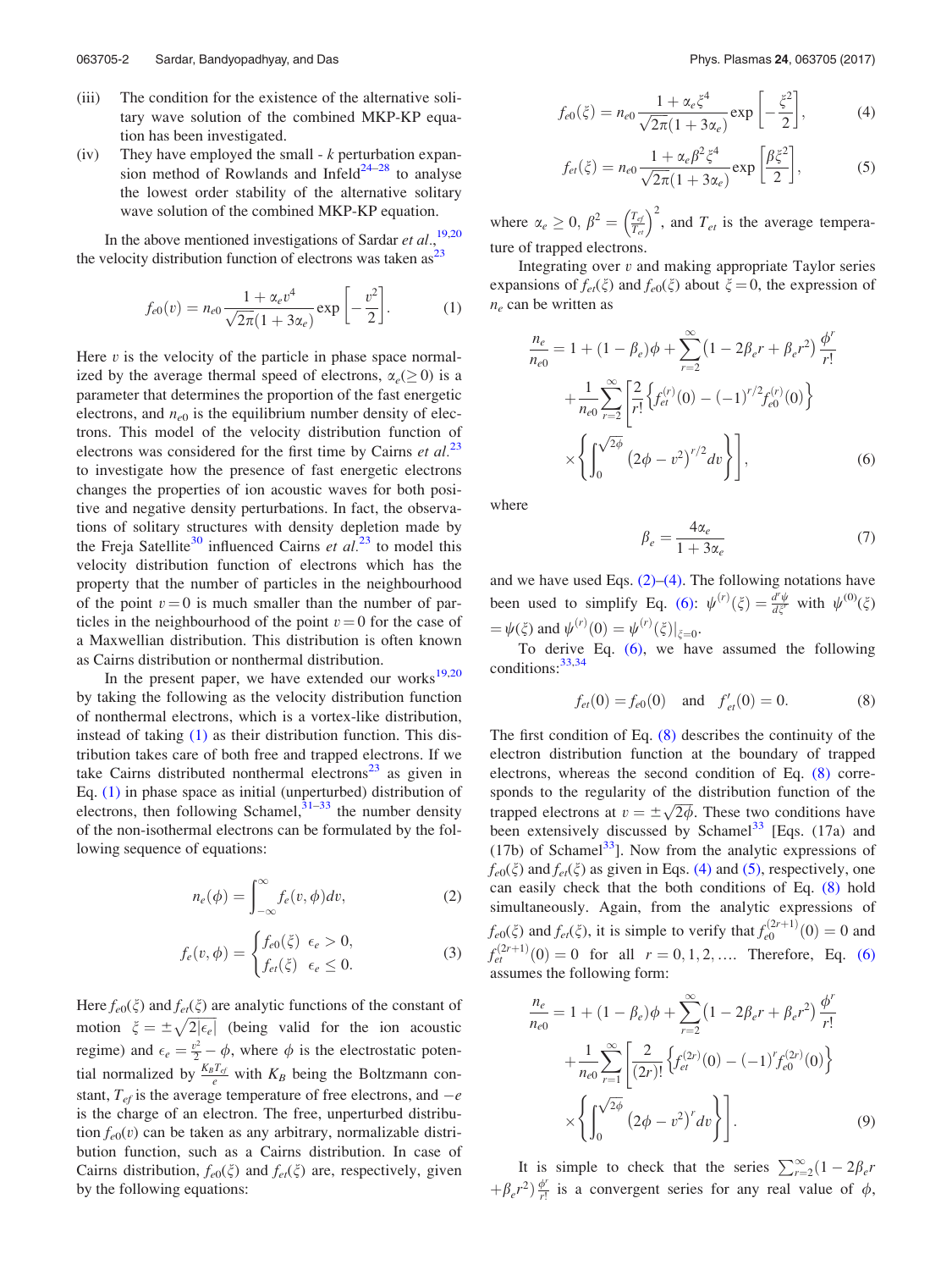(iii) The condition for the existence of the alternative solitary wave solution of the combined MKP-KP equation has been investigated.

(iv) They have employed the small - $k$ perturbation expansion method of Rowlands and Infeld[24–28] to analyse the lowest order stability of the alternative solitary wave solution of the combined MKP-KP equation.

In the above mentioned investigations of Sardar *et al.*,[19,20] the velocity distribution function of electrons was taken as[23]

$$f_{e0}(v) = n_{e0}\frac{1+\alpha_e v^4}{\sqrt{2\pi}(1+3\alpha_e)}\exp\left[-\frac{v^2}{2}\right]. \quad (1)$$

Here $v$ is the velocity of the particle in phase space normalized by the average thermal speed of electrons, $\alpha_e(\geq 0)$ is a parameter that determines the proportion of the fast energetic electrons, and $n_{e0}$ is the equilibrium number density of electrons. This model of the velocity distribution function of electrons was considered for the first time by Cairns *et al.*[23] to investigate how the presence of fast energetic electrons changes the properties of ion acoustic waves for both positive and negative density perturbations. In fact, the observations of solitary structures with density depletion made by the Freja Satellite[30] influenced Cairns *et al.*[23] to model this velocity distribution function of electrons which has the property that the number of particles in the neighbourhood of the point $v = 0$ is much smaller than the number of particles in the neighbourhood of the point $v = 0$ for the case of a Maxwellian distribution. This distribution is often known as Cairns distribution or nonthermal distribution.

In the present paper, we have extended our works[19,20] by taking the following as the velocity distribution function of nonthermal electrons, which is a vortex-like distribution, instead of taking (1) as their distribution function. This distribution takes care of both free and trapped electrons. If we take Cairns distributed nonthermal electrons[23] as given in Eq. (1) in phase space as initial (unperturbed) distribution of electrons, then following Schamel,[31–33] the number density of the non-isothermal electrons can be formulated by the following sequence of equations:

$$n_e(\phi) = \int_{-\infty}^{\infty} f_e(v,\phi)dv, \quad (2)$$

$$f_e(v,\phi) = \begin{cases} f_{e0}(\xi) & \epsilon_e > 0, \\ f_{et}(\xi) & \epsilon_e \leq 0. \end{cases} \quad (3)$$

Here $f_{e0}(\xi)$ and $f_{et}(\xi)$ are analytic functions of the constant of motion $\xi = \pm\sqrt{2|\epsilon_e|}$ (being valid for the ion acoustic regime) and $\epsilon_e = \frac{v^2}{2} - \phi$, where $\phi$ is the electrostatic potential normalized by $\frac{K_B T_{ef}}{e}$ with $K_B$ being the Boltzmann constant, $T_{ef}$ is the average temperature of free electrons, and $-e$ is the charge of an electron. The free, unperturbed distribution $f_{e0}(v)$ can be taken as any arbitrary, normalizable distribution function, such as a Cairns distribution. In case of Cairns distribution, $f_{e0}(\xi)$ and $f_{et}(\xi)$ are, respectively, given by the following equations:

$$f_{e0}(\xi) = n_{e0}\frac{1+\alpha_e\xi^4}{\sqrt{2\pi}(1+3\alpha_e)}\exp\left[-\frac{\xi^2}{2}\right], \quad (4)$$

$$f_{et}(\xi) = n_{e0}\frac{1+\alpha_e\beta^2\xi^4}{\sqrt{2\pi}(1+3\alpha_e)}\exp\left[\frac{\beta\xi^2}{2}\right], \quad (5)$$

where $\alpha_e \geq 0$, $\beta^2 = \left(\frac{T_{ef}}{T_{et}}\right)^2$, and $T_{et}$ is the average temperature of trapped electrons.

Integrating over $v$ and making appropriate Taylor series expansions of $f_{et}(\xi)$ and $f_{e0}(\xi)$ about $\xi = 0$, the expression of $n_e$ can be written as

$$\begin{aligned}\frac{n_e}{n_{e0}} = {} & 1 + (1-\beta_e)\phi + \sum_{r=2}^{\infty}\left(1-2\beta_e r+\beta_e r^2\right)\frac{\phi^r}{r!} \\ & + \frac{1}{n_{e0}}\sum_{r=2}^{\infty}\left[\frac{2}{r!}\left\{f_{et}^{(r)}(0)-(-1)^{r/2}f_{e0}^{(r)}(0)\right\}\right. \\ & \left.\times\left\{\int_0^{\sqrt{2\phi}}\left(2\phi-v^2\right)^{r/2}dv\right\}\right], \end{aligned} \quad (6)$$

where

$$\beta_e = \frac{4\alpha_e}{1+3\alpha_e} \quad (7)$$

and we have used Eqs. (2)–(4). The following notations have been used to simplify Eq. (6): $\psi^{(r)}(\xi) = \frac{d^r\psi}{d\xi^r}$ with $\psi^{(0)}(\xi) = \psi(\xi)$ and $\psi^{(r)}(0) = \psi^{(r)}(\xi)|_{\xi=0}$.

To derive Eq. (6), we have assumed the following conditions:[33,34]

$$f_{et}(0) = f_{e0}(0) \quad \text{and} \quad f'_{et}(0) = 0. \quad (8)$$

The first condition of Eq. (8) describes the continuity of the electron distribution function at the boundary of trapped electrons, whereas the second condition of Eq. (8) corresponds to the regularity of the distribution function of the trapped electrons at $v = \pm\sqrt{2\phi}$. These two conditions have been extensively discussed by Schamel[33] [Eqs. (17a) and (17b) of Schamel[33]]. Now from the analytic expressions of $f_{e0}(\xi)$ and $f_{et}(\xi)$ as given in Eqs. (4) and (5), respectively, one can easily check that the both conditions of Eq. (8) hold simultaneously. Again, from the analytic expressions of $f_{e0}(\xi)$ and $f_{et}(\xi)$, it is simple to verify that $f_{e0}^{(2r+1)}(0) = 0$ and $f_{et}^{(2r+1)}(0) = 0$ for all $r = 0, 1, 2, \ldots$. Therefore, Eq. (6) assumes the following form:

$$\begin{aligned}\frac{n_e}{n_{e0}} = {} & 1 + (1-\beta_e)\phi + \sum_{r=2}^{\infty}\left(1-2\beta_e r+\beta_e r^2\right)\frac{\phi^r}{r!} \\ & + \frac{1}{n_{e0}}\sum_{r=1}^{\infty}\left[\frac{2}{(2r)!}\left\{f_{et}^{(2r)}(0)-(-1)^r f_{e0}^{(2r)}(0)\right\}\right. \\ & \left.\times\left\{\int_0^{\sqrt{2\phi}}\left(2\phi-v^2\right)^r dv\right\}\right]. \end{aligned} \quad (9)$$

It is simple to check that the series $\sum_{r=2}^{\infty}(1-2\beta_e r + \beta_e r^2)\frac{\phi^r}{r!}$ is a convergent series for any real value of $\phi$,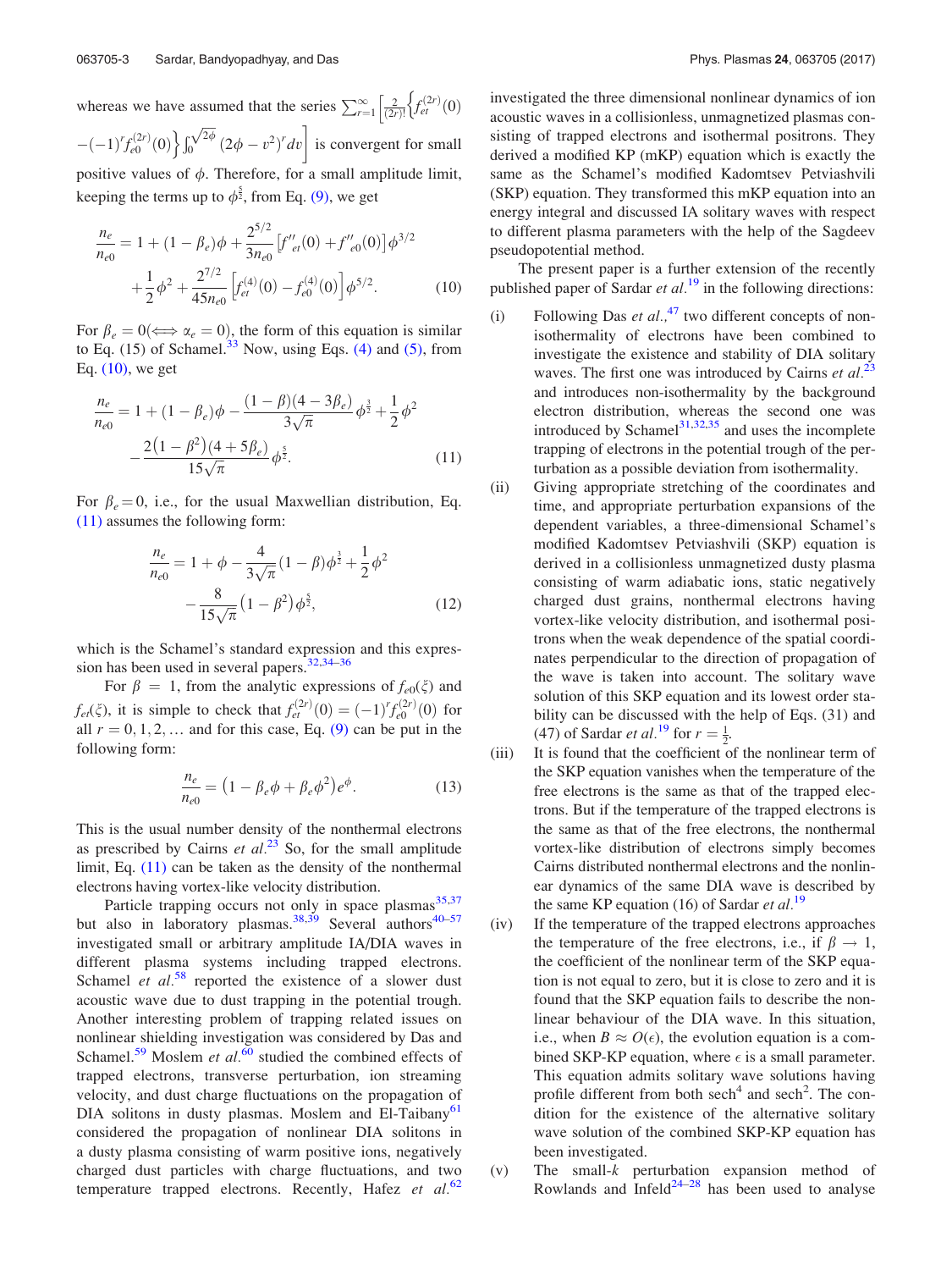whereas we have assumed that the series $\sum_{r=1}^{\infty}\left[\frac{2}{(2r)!}\left\{f_{et}^{(2r)}(0) - (-1)^r f_{e0}^{(2r)}(0)\right\}\int_0^{\sqrt{2\phi}}(2\phi - v^2)^r dv\right]$ is convergent for small positive values of $\phi$. Therefore, for a small amplitude limit, keeping the terms up to $\phi^{\frac{5}{2}}$, from Eq. (9), we get

$$\frac{n_e}{n_{e0}} = 1 + (1-\beta_e)\phi + \frac{2^{5/2}}{3n_{e0}}\left[f''_{et}(0) + f''_{e0}(0)\right]\phi^{3/2} + \frac{1}{2}\phi^2 + \frac{2^{7/2}}{45n_{e0}}\left[f_{et}^{(4)}(0) - f_{e0}^{(4)}(0)\right]\phi^{5/2}. \tag{10}$$

For $\beta_e = 0 (\Longleftrightarrow \alpha_e = 0)$, the form of this equation is similar to Eq. (15) of Schamel.[33] Now, using Eqs. (4) and (5), from Eq. (10), we get

$$\frac{n_e}{n_{e0}} = 1 + (1-\beta_e)\phi - \frac{(1-\beta)(4-3\beta_e)}{3\sqrt{\pi}}\phi^{\frac{3}{2}} + \frac{1}{2}\phi^2 - \frac{2(1-\beta^2)(4+5\beta_e)}{15\sqrt{\pi}}\phi^{\frac{5}{2}}. \tag{11}$$

For $\beta_e = 0$, i.e., for the usual Maxwellian distribution, Eq. (11) assumes the following form:

$$\frac{n_e}{n_{e0}} = 1 + \phi - \frac{4}{3\sqrt{\pi}}(1-\beta)\phi^{\frac{3}{2}} + \frac{1}{2}\phi^2 - \frac{8}{15\sqrt{\pi}}(1-\beta^2)\phi^{\frac{5}{2}}, \tag{12}$$

which is the Schamel's standard expression and this expression has been used in several papers.[32,34–36]

For $\beta = 1$, from the analytic expressions of $f_{e0}(\xi)$ and $f_{et}(\xi)$, it is simple to check that $f_{et}^{(2r)}(0) = (-1)^r f_{e0}^{(2r)}(0)$ for all $r = 0, 1, 2, \ldots$ and for this case, Eq. (9) can be put in the following form:

$$\frac{n_e}{n_{e0}} = \left(1 - \beta_e\phi + \beta_e\phi^2\right)e^{\phi}. \tag{13}$$

This is the usual number density of the nonthermal electrons as prescribed by Cairns *et al.*[23] So, for the small amplitude limit, Eq. (11) can be taken as the density of the nonthermal electrons having vortex-like velocity distribution.

Particle trapping occurs not only in space plasmas[35,37] but also in laboratory plasmas.[38,39] Several authors[40–57] investigated small or arbitrary amplitude IA/DIA waves in different plasma systems including trapped electrons. Schamel *et al.*[58] reported the existence of a slower dust acoustic wave due to dust trapping in the potential trough. Another interesting problem of trapping related issues on nonlinear shielding investigation was considered by Das and Schamel.[59] Moslem *et al.*[60] studied the combined effects of trapped electrons, transverse perturbation, ion streaming velocity, and dust charge fluctuations on the propagation of DIA solitons in dusty plasmas. Moslem and El-Taibany[61] considered the propagation of nonlinear DIA solitons in a dusty plasma consisting of warm positive ions, negatively charged dust particles with charge fluctuations, and two temperature trapped electrons. Recently, Hafez *et al.*[62] investigated the three dimensional nonlinear dynamics of ion acoustic waves in a collisionless, unmagnetized plasmas consisting of trapped electrons and isothermal positrons. They derived a modified KP (mKP) equation which is exactly the same as the Schamel's modified Kadomtsev Petviashvili (SKP) equation. They transformed this mKP equation into an energy integral and discussed IA solitary waves with respect to different plasma parameters with the help of the Sagdeev pseudopotential method.

The present paper is a further extension of the recently published paper of Sardar *et al.*[19] in the following directions:

(i) Following Das *et al.*,[47] two different concepts of non-isothermality of electrons have been combined to investigate the existence and stability of DIA solitary waves. The first one was introduced by Cairns *et al.*[23] and introduces non-isothermality by the background electron distribution, whereas the second one was introduced by Schamel[31,32,35] and uses the incomplete trapping of electrons in the potential trough of the perturbation as a possible deviation from isothermality.

(ii) Giving appropriate stretching of the coordinates and time, and appropriate perturbation expansions of the dependent variables, a three-dimensional Schamel's modified Kadomtsev Petviashvili (SKP) equation is derived in a collisionless unmagnetized dusty plasma consisting of warm adiabatic ions, static negatively charged dust grains, nonthermal electrons having vortex-like velocity distribution, and isothermal positrons when the weak dependence of the spatial coordinates perpendicular to the direction of propagation of the wave is taken into account. The solitary wave solution of this SKP equation and its lowest order stability can be discussed with the help of Eqs. (31) and (47) of Sardar *et al.*[19] for $r = \frac{1}{2}$.

(iii) It is found that the coefficient of the nonlinear term of the SKP equation vanishes when the temperature of the free electrons is the same as that of the trapped electrons. But if the temperature of the trapped electrons is the same as that of the free electrons, the nonthermal vortex-like distribution of electrons simply becomes Cairns distributed nonthermal electrons and the nonlinear dynamics of the same DIA wave is described by the same KP equation (16) of Sardar *et al.*[19]

(iv) If the temperature of the trapped electrons approaches the temperature of the free electrons, i.e., if $\beta \to 1$, the coefficient of the nonlinear term of the SKP equation is not equal to zero, but it is close to zero and it is found that the SKP equation fails to describe the nonlinear behaviour of the DIA wave. In this situation, i.e., when $B \approx O(\epsilon)$, the evolution equation is a combined SKP-KP equation, where $\epsilon$ is a small parameter. This equation admits solitary wave solutions having profile different from both sech$^4$ and sech$^2$. The condition for the existence of the alternative solitary wave solution of the combined SKP-KP equation has been investigated.

(v) The small-$k$ perturbation expansion method of Rowlands and Infeld[24–28] has been used to analyse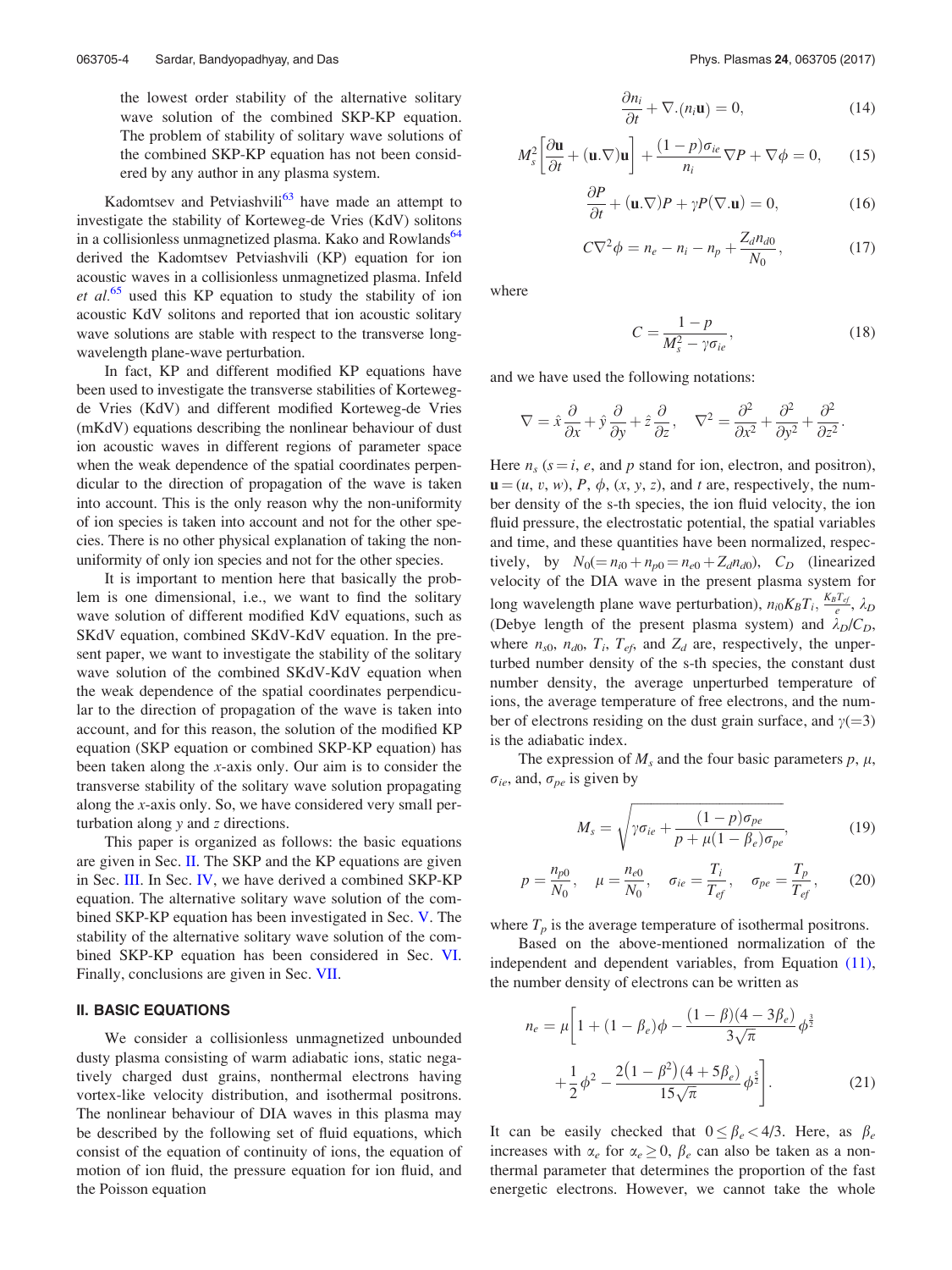the lowest order stability of the alternative solitary wave solution of the combined SKP-KP equation. The problem of stability of solitary wave solutions of the combined SKP-KP equation has not been considered by any author in any plasma system.

Kadomtsev and Petviashvili[63] have made an attempt to investigate the stability of Korteweg-de Vries (KdV) solitons in a collisionless unmagnetized plasma. Kako and Rowlands[64] derived the Kadomtsev Petviashvili (KP) equation for ion acoustic waves in a collisionless unmagnetized plasma. Infeld *et al.*[65] used this KP equation to study the stability of ion acoustic KdV solitons and reported that ion acoustic solitary wave solutions are stable with respect to the transverse long-wavelength plane-wave perturbation.

In fact, KP and different modified KP equations have been used to investigate the transverse stabilities of Korteweg-de Vries (KdV) and different modified Korteweg-de Vries (mKdV) equations describing the nonlinear behaviour of dust ion acoustic waves in different regions of parameter space when the weak dependence of the spatial coordinates perpendicular to the direction of propagation of the wave is taken into account. This is the only reason why the non-uniformity of ion species is taken into account and not for the other species. There is no other physical explanation of taking the non-uniformity of only ion species and not for the other species.

It is important to mention here that basically the problem is one dimensional, i.e., we want to find the solitary wave solution of different modified KdV equations, such as SKdV equation, combined SKdV-KdV equation. In the present paper, we want to investigate the stability of the solitary wave solution of the combined SKdV-KdV equation when the weak dependence of the spatial coordinates perpendicular to the direction of propagation of the wave is taken into account, and for this reason, the solution of the modified KP equation (SKP equation or combined SKP-KP equation) has been taken along the $x$-axis only. Our aim is to consider the transverse stability of the solitary wave solution propagating along the $x$-axis only. So, we have considered very small perturbation along $y$ and $z$ directions.

This paper is organized as follows: the basic equations are given in Sec. II. The SKP and the KP equations are given in Sec. III. In Sec. IV, we have derived a combined SKP-KP equation. The alternative solitary wave solution of the combined SKP-KP equation has been investigated in Sec. V. The stability of the alternative solitary wave solution of the combined SKP-KP equation has been considered in Sec. VI. Finally, conclusions are given in Sec. VII.

## II. BASIC EQUATIONS

We consider a collisionless unmagnetized unbounded dusty plasma consisting of warm adiabatic ions, static negatively charged dust grains, nonthermal electrons having vortex-like velocity distribution, and isothermal positrons. The nonlinear behaviour of DIA waves in this plasma may be described by the following set of fluid equations, which consist of the equation of continuity of ions, the equation of motion of ion fluid, the pressure equation for ion fluid, and the Poisson equation

$$\frac{\partial n_i}{\partial t} + \nabla.(n_i \mathbf{u}) = 0, \tag{14}$$

$$M_s^2\left[\frac{\partial \mathbf{u}}{\partial t} + (\mathbf{u}.\nabla)\mathbf{u}\right] + \frac{(1-p)\sigma_{ie}}{n_i}\nabla P + \nabla\phi = 0, \tag{15}$$

$$\frac{\partial P}{\partial t} + (\mathbf{u}.\nabla)P + \gamma P(\nabla.\mathbf{u}) = 0, \tag{16}$$

$$C\nabla^2\phi = n_e - n_i - n_p + \frac{Z_d n_{d0}}{N_0}, \tag{17}$$

where

$$C = \frac{1-p}{M_s^2 - \gamma\sigma_{ie}}, \tag{18}$$

and we have used the following notations:

$$\nabla = \hat{x}\frac{\partial}{\partial x} + \hat{y}\frac{\partial}{\partial y} + \hat{z}\frac{\partial}{\partial z}, \quad \nabla^2 = \frac{\partial^2}{\partial x^2} + \frac{\partial^2}{\partial y^2} + \frac{\partial^2}{\partial z^2}.$$

Here $n_s$ ($s = i$, $e$, and $p$ stand for ion, electron, and positron), $\mathbf{u} = (u, v, w)$, $P$, $\phi$, $(x, y, z)$, and $t$ are, respectively, the number density of the s-th species, the ion fluid velocity, the ion fluid pressure, the electrostatic potential, the spatial variables and time, and these quantities have been normalized, respectively, by $N_0(= n_{i0} + n_{p0} = n_{e0} + Z_d n_{d0})$, $C_D$ (linearized velocity of the DIA wave in the present plasma system for long wavelength plane wave perturbation), $n_{i0}K_B T_i$, $\frac{K_B T_{ef}}{e}$, $\lambda_D$ (Debye length of the present plasma system) and $\lambda_D/C_D$, where $n_{s0}$, $n_{d0}$, $T_i$, $T_{ef}$, and $Z_d$ are, respectively, the unperturbed number density of the s-th species, the constant dust number density, the average unperturbed temperature of ions, the average temperature of free electrons, and the number of electrons residing on the dust grain surface, and $\gamma(=3)$ is the adiabatic index.

The expression of $M_s$ and the four basic parameters $p$, $\mu$, $\sigma_{ie}$, and, $\sigma_{pe}$ is given by

$$M_s = \sqrt{\gamma\sigma_{ie} + \frac{(1-p)\sigma_{pe}}{p + \mu(1-\beta_e)\sigma_{pe}}}, \tag{19}$$

$$p = \frac{n_{p0}}{N_0}, \quad \mu = \frac{n_{e0}}{N_0}, \quad \sigma_{ie} = \frac{T_i}{T_{ef}}, \quad \sigma_{pe} = \frac{T_p}{T_{ef}}, \tag{20}$$

where $T_p$ is the average temperature of isothermal positrons.

Based on the above-mentioned normalization of the independent and dependent variables, from Equation (11), the number density of electrons can be written as

$$n_e = \mu\left[1 + (1-\beta_e)\phi - \frac{(1-\beta)(4-3\beta_e)}{3\sqrt{\pi}}\phi^{\frac{3}{2}} + \frac{1}{2}\phi^2 - \frac{2(1-\beta^2)(4+5\beta_e)}{15\sqrt{\pi}}\phi^{\frac{5}{2}}\right]. \tag{21}$$

It can be easily checked that $0 \leq \beta_e < 4/3$. Here, as $\beta_e$ increases with $\alpha_e$ for $\alpha_e \geq 0$, $\beta_e$ can also be taken as a nonthermal parameter that determines the proportion of the fast energetic electrons. However, we cannot take the whole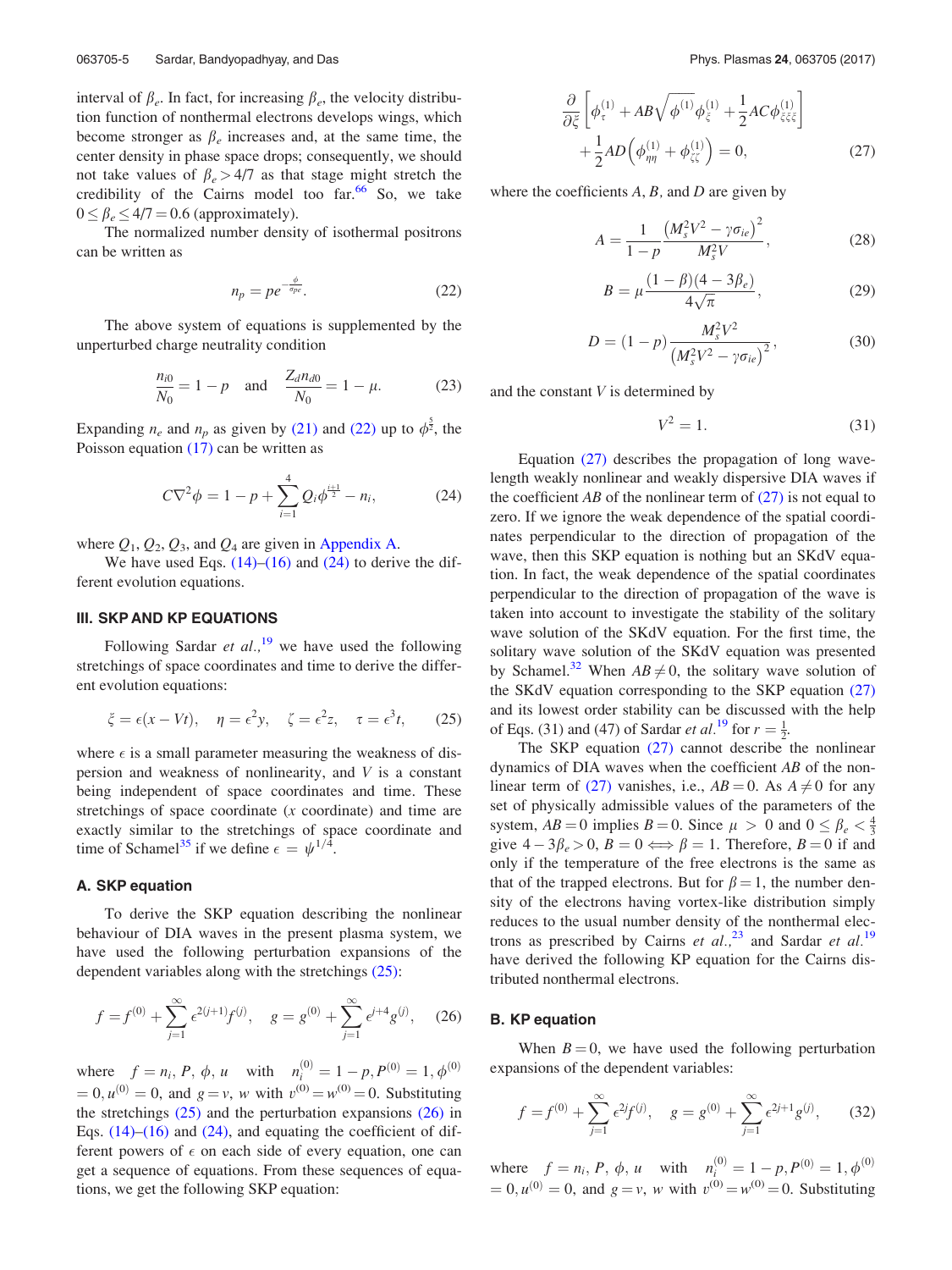interval of $\beta_e$. In fact, for increasing $\beta_e$, the velocity distribution function of nonthermal electrons develops wings, which become stronger as $\beta_e$ increases and, at the same time, the center density in phase space drops; consequently, we should not take values of $\beta_e > 4/7$ as that stage might stretch the credibility of the Cairns model too far.[66] So, we take $0 \leq \beta_e \leq 4/7 = 0.6$ (approximately).

The normalized number density of isothermal positrons can be written as

$$n_p = pe^{-\frac{\phi}{\sigma_{pe}}}. \tag{22}$$

The above system of equations is supplemented by the unperturbed charge neutrality condition

$$\frac{n_{i0}}{N_0} = 1 - p \quad \text{and} \quad \frac{Z_d n_{d0}}{N_0} = 1 - \mu. \tag{23}$$

Expanding $n_e$ and $n_p$ as given by (21) and (22) up to $\phi^{\frac{5}{2}}$, the Poisson equation (17) can be written as

$$C\nabla^2\phi = 1 - p + \sum_{i=1}^{4} Q_i \phi^{\frac{i+1}{2}} - n_i, \tag{24}$$

where $Q_1$, $Q_2$, $Q_3$, and $Q_4$ are given in Appendix A.

We have used Eqs. (14)–(16) and (24) to derive the different evolution equations.

## III. SKP AND KP EQUATIONS

Following Sardar *et al.*,[19] we have used the following stretchings of space coordinates and time to derive the different evolution equations:

$$\xi = \epsilon(x - Vt), \quad \eta = \epsilon^2 y, \quad \zeta = \epsilon^2 z, \quad \tau = \epsilon^3 t, \tag{25}$$

where $\epsilon$ is a small parameter measuring the weakness of dispersion and weakness of nonlinearity, and $V$ is a constant being independent of space coordinates and time. These stretchings of space coordinate ($x$ coordinate) and time are exactly similar to the stretchings of space coordinate and time of Schamel[35] if we define $\epsilon = \psi^{1/4}$.

### A. SKP equation

To derive the SKP equation describing the nonlinear behaviour of DIA waves in the present plasma system, we have used the following perturbation expansions of the dependent variables along with the stretchings (25):

$$f = f^{(0)} + \sum_{j=1}^{\infty} \epsilon^{2(j+1)} f^{(j)}, \quad g = g^{(0)} + \sum_{j=1}^{\infty} \epsilon^{j+4} g^{(j)}, \tag{26}$$

where $f = n_i, P, \phi, u$ with $n_i^{(0)} = 1 - p, P^{(0)} = 1, \phi^{(0)} = 0, u^{(0)} = 0$, and $g = v, w$ with $v^{(0)} = w^{(0)} = 0$. Substituting the stretchings (25) and the perturbation expansions (26) in Eqs. (14)–(16) and (24), and equating the coefficient of different powers of $\epsilon$ on each side of every equation, one can get a sequence of equations. From these sequences of equations, we get the following SKP equation:

$$\frac{\partial}{\partial \xi}\left[\phi_\tau^{(1)} + AB\sqrt{\phi^{(1)}}\phi_\xi^{(1)} + \frac{1}{2}AC\phi_{\xi\xi\xi}^{(1)}\right] + \frac{1}{2}AD\left(\phi_{\eta\eta}^{(1)} + \phi_{\zeta\zeta}^{(1)}\right) = 0, \tag{27}$$

where the coefficients $A$, $B$, and $D$ are given by

$$A = \frac{1}{1-p}\frac{\left(M_s^2V^2 - \gamma\sigma_{ie}\right)^2}{M_s^2 V}, \tag{28}$$

$$B = \mu\frac{(1-\beta)(4-3\beta_e)}{4\sqrt{\pi}}, \tag{29}$$

$$D = (1-p)\frac{M_s^2V^2}{\left(M_s^2V^2 - \gamma\sigma_{ie}\right)^2}, \tag{30}$$

and the constant $V$ is determined by

$$V^2 = 1. \tag{31}$$

Equation (27) describes the propagation of long wavelength weakly nonlinear and weakly dispersive DIA waves if the coefficient $AB$ of the nonlinear term of (27) is not equal to zero. If we ignore the weak dependence of the spatial coordinates perpendicular to the direction of propagation of the wave, then this SKP equation is nothing but an SKdV equation. In fact, the weak dependence of the spatial coordinates perpendicular to the direction of propagation of the wave is taken into account to investigate the stability of the solitary wave solution of the SKdV equation. For the first time, the solitary wave solution of the SKdV equation was presented by Schamel.[32] When $AB \neq 0$, the solitary wave solution of the SKdV equation corresponding to the SKP equation (27) and its lowest order stability can be discussed with the help of Eqs. (31) and (47) of Sardar *et al.*[19] for $r = \frac{1}{2}$.

The SKP equation (27) cannot describe the nonlinear dynamics of DIA waves when the coefficient $AB$ of the nonlinear term of (27) vanishes, i.e., $AB = 0$. As $A \neq 0$ for any set of physically admissible values of the parameters of the system, $AB = 0$ implies $B = 0$. Since $\mu > 0$ and $0 \leq \beta_e < \frac{4}{3}$ give $4 - 3\beta_e > 0$, $B = 0 \Longleftrightarrow \beta = 1$. Therefore, $B = 0$ if and only if the temperature of the free electrons is the same as that of the trapped electrons. But for $\beta = 1$, the number density of the electrons having vortex-like distribution simply reduces to the usual number density of the nonthermal electrons as prescribed by Cairns *et al.*,[23] and Sardar *et al.*[19] have derived the following KP equation for the Cairns distributed nonthermal electrons.

### B. KP equation

When $B = 0$, we have used the following perturbation expansions of the dependent variables:

$$f = f^{(0)} + \sum_{j=1}^{\infty} \epsilon^{2j} f^{(j)}, \quad g = g^{(0)} + \sum_{j=1}^{\infty} \epsilon^{2j+1} g^{(j)}, \tag{32}$$

where $f = n_i, P, \phi, u$ with $n_i^{(0)} = 1 - p, P^{(0)} = 1, \phi^{(0)} = 0, u^{(0)} = 0$, and $g = v, w$ with $v^{(0)} = w^{(0)} = 0$. Substituting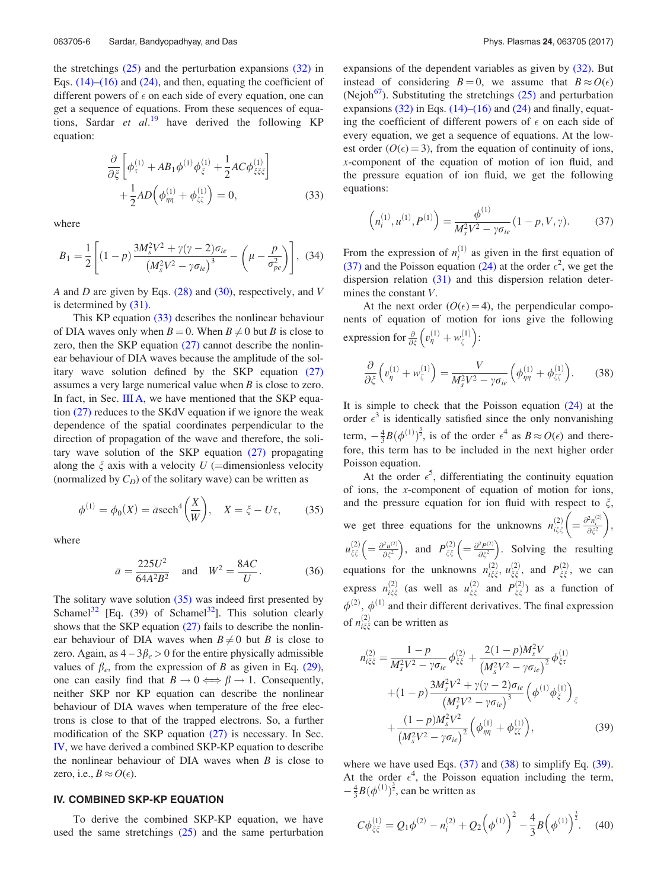the stretchings (25) and the perturbation expansions (32) in Eqs. (14)–(16) and (24), and then, equating the coefficient of different powers of $\epsilon$ on each side of every equation, one can get a sequence of equations. From these sequences of equations, Sardar *et al.*[19] have derived the following KP equation:

$$\frac{\partial}{\partial \xi}\left[\phi_\tau^{(1)} + AB_1\phi^{(1)}\phi_\xi^{(1)} + \frac{1}{2}AC\phi_{\xi\xi\xi}^{(1)}\right] + \frac{1}{2}AD\left(\phi_{\eta\eta}^{(1)} + \phi_{\zeta\zeta}^{(1)}\right) = 0, \tag{33}$$

where

$$B_1 = \frac{1}{2}\left[(1-p)\frac{3M_s^2V^2 + \gamma(\gamma-2)\sigma_{ie}}{\left(M_s^2V^2 - \gamma\sigma_{ie}\right)^3} - \left(\mu - \frac{p}{\sigma_{pe}^2}\right)\right], \tag{34}$$

$A$ and $D$ are given by Eqs. (28) and (30), respectively, and $V$ is determined by (31).

This KP equation (33) describes the nonlinear behaviour of DIA waves only when $B=0$. When $B \neq 0$ but $B$ is close to zero, then the SKP equation (27) cannot describe the nonlinear behaviour of DIA waves because the amplitude of the solitary wave solution defined by the SKP equation (27) assumes a very large numerical value when $B$ is close to zero. In fact, in Sec. III A, we have mentioned that the SKP equation (27) reduces to the SKdV equation if we ignore the weak dependence of the spatial coordinates perpendicular to the direction of propagation of the wave and therefore, the solitary wave solution of the SKP equation (27) propagating along the $\xi$ axis with a velocity $U$ (=dimensionless velocity (normalized by $C_D$) of the solitary wave) can be written as

$$\phi^{(1)} = \phi_0(X) = \bar{a}\,\mathrm{sech}^4\left(\frac{X}{W}\right), \quad X = \xi - U\tau, \tag{35}$$

where

$$\bar{a} = \frac{225U^2}{64A^2B^2} \quad \text{and} \quad W^2 = \frac{8AC}{U}. \tag{36}$$

The solitary wave solution (35) was indeed first presented by Schamel[32] [Eq. (39) of Schamel[32]]. This solution clearly shows that the SKP equation (27) fails to describe the nonlinear behaviour of DIA waves when $B \neq 0$ but $B$ is close to zero. Again, as $4 - 3\beta_e > 0$ for the entire physically admissible values of $\beta_e$, from the expression of $B$ as given in Eq. (29), one can easily find that $B \to 0 \Longleftrightarrow \beta \to 1$. Consequently, neither SKP nor KP equation can describe the nonlinear behaviour of DIA waves when temperature of the free electrons is close to that of the trapped electrons. So, a further modification of the SKP equation (27) is necessary. In Sec. IV, we have derived a combined SKP-KP equation to describe the nonlinear behaviour of DIA waves when $B$ is close to zero, i.e., $B \approx O(\epsilon)$.

## IV. COMBINED SKP-KP EQUATION

To derive the combined SKP-KP equation, we have used the same stretchings (25) and the same perturbation expansions of the dependent variables as given by (32). But instead of considering $B=0$, we assume that $B \approx O(\epsilon)$ (Nejoh[67]). Substituting the stretchings (25) and perturbation expansions (32) in Eqs. (14)–(16) and (24) and finally, equating the coefficient of different powers of $\epsilon$ on each side of every equation, we get a sequence of equations. At the lowest order ($O(\epsilon)=3$), from the equation of continuity of ions, $x$-component of the equation of motion of ion fluid, and the pressure equation of ion fluid, we get the following equations:

$$\left(n_i^{(1)}, u^{(1)}, P^{(1)}\right) = \frac{\phi^{(1)}}{M_s^2V^2 - \gamma\sigma_{ie}}(1-p, V, \gamma). \tag{37}$$

From the expression of $n_i^{(1)}$ as given in the first equation of (37) and the Poisson equation (24) at the order $\epsilon^2$, we get the dispersion relation (31) and this dispersion relation determines the constant $V$.

At the next order ($O(\epsilon)=4$), the perpendicular components of equation of motion for ions give the following expression for $\frac{\partial}{\partial \xi}\left(v_\eta^{(1)} + w_\zeta^{(1)}\right)$:

$$\frac{\partial}{\partial \xi}\left(v_\eta^{(1)} + w_\zeta^{(1)}\right) = \frac{V}{M_s^2V^2 - \gamma\sigma_{ie}}\left(\phi_{\eta\eta}^{(1)} + \phi_{\zeta\zeta}^{(1)}\right). \tag{38}$$

It is simple to check that the Poisson equation (24) at the order $\epsilon^3$ is identically satisfied since the only nonvanishing term, $-\frac{4}{3}B(\phi^{(1)})^{\frac{3}{2}}$, is of the order $\epsilon^4$ as $B \approx O(\epsilon)$ and therefore, this term has to be included in the next higher order Poisson equation.

At the order $\epsilon^5$, differentiating the continuity equation of ions, the $x$-component of equation of motion for ions, and the pressure equation for ion fluid with respect to $\xi$, we get three equations for the unknowns $n_{i\xi\xi}^{(2)}\left(=\frac{\partial^2 n_i^{(2)}}{\partial \xi^2}\right)$, $u_{\xi\xi}^{(2)}\left(=\frac{\partial^2 u^{(2)}}{\partial \xi^2}\right)$, and $P_{\xi\xi}^{(2)}\left(=\frac{\partial^2 P^{(2)}}{\partial \xi^2}\right)$. Solving the resulting equations for the unknowns $n_{i\xi\xi}^{(2)}$, $u_{\xi\xi}^{(2)}$, and $P_{\xi\xi}^{(2)}$, we can express $n_{i\xi\xi}^{(2)}$ (as well as $u_{\xi\xi}^{(2)}$ and $P_{\xi\xi}^{(2)}$) as a function of $\phi^{(2)}$, $\phi^{(1)}$ and their different derivatives. The final expression of $n_{i\xi\xi}^{(2)}$ can be written as

$$\begin{aligned} n_{i\xi\xi}^{(2)} = {} & \frac{1-p}{M_s^2V^2 - \gamma\sigma_{ie}}\phi_{\xi\xi}^{(2)} + \frac{2(1-p)M_s^2V}{\left(M_s^2V^2 - \gamma\sigma_{ie}\right)^2}\phi_{\xi\tau}^{(1)} \\ & + (1-p)\frac{3M_s^2V^2 + \gamma(\gamma-2)\sigma_{ie}}{\left(M_s^2V^2 - \gamma\sigma_{ie}\right)^3}\left(\phi^{(1)}\phi_\xi^{(1)}\right)_\xi \\ & + \frac{(1-p)M_s^2V^2}{\left(M_s^2V^2 - \gamma\sigma_{ie}\right)^2}\left(\phi_{\eta\eta}^{(1)} + \phi_{\zeta\zeta}^{(1)}\right), \end{aligned} \tag{39}$$

where we have used Eqs. (37) and (38) to simplify Eq. (39). At the order $\epsilon^4$, the Poisson equation including the term, $-\frac{4}{3}B(\phi^{(1)})^{\frac{3}{2}}$, can be written as

$$C\phi_{\xi\xi}^{(1)} = Q_1\phi^{(2)} - n_i^{(2)} + Q_2\left(\phi^{(1)}\right)^2 - \frac{4}{3}B\left(\phi^{(1)}\right)^{\frac{3}{2}}. \tag{40}$$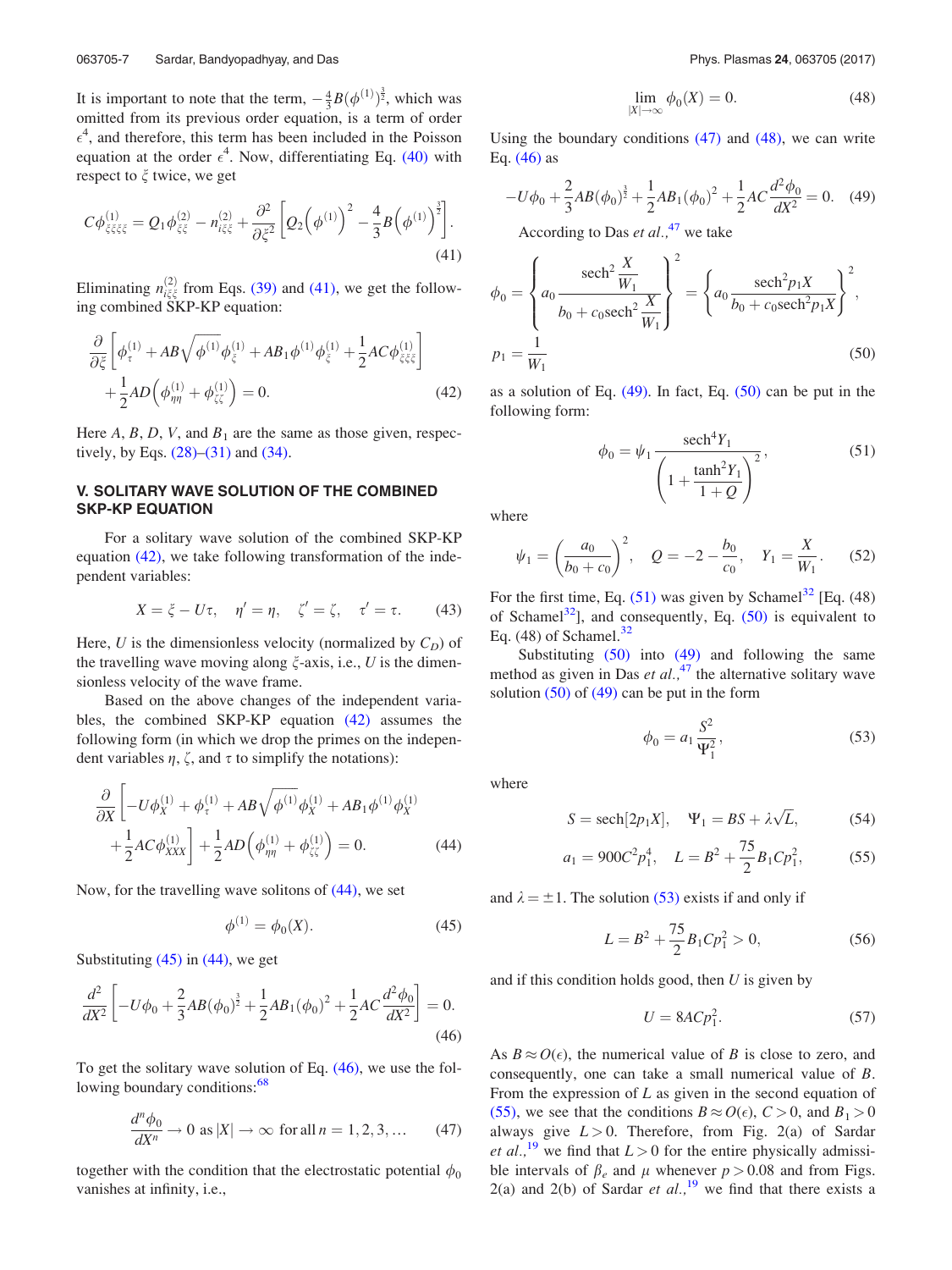It is important to note that the term, $-\frac{4}{3}B(\phi^{(1)})^{\frac{3}{2}}$, which was omitted from its previous order equation, is a term of order $\epsilon^4$, and therefore, this term has been included in the Poisson equation at the order $\epsilon^4$. Now, differentiating Eq. (40) with respect to $\xi$ twice, we get

$$C\phi^{(1)}_{\xi\xi\xi\xi} = Q_1\phi^{(2)}_{\xi\xi} - n^{(2)}_{i\xi\xi} + \frac{\partial^2}{\partial\xi^2}\left[Q_2\left(\phi^{(1)}\right)^2 - \frac{4}{3}B\left(\phi^{(1)}\right)^{\frac{3}{2}}\right]. \tag{41}$$

Eliminating $n^{(2)}_{i\xi\xi}$ from Eqs. (39) and (41), we get the following combined SKP-KP equation:

$$\frac{\partial}{\partial\xi}\left[\phi^{(1)}_\tau + AB\sqrt{\phi^{(1)}}\phi^{(1)}_\xi + AB_1\phi^{(1)}\phi^{(1)}_\xi + \frac{1}{2}AC\phi^{(1)}_{\xi\xi\xi}\right] + \frac{1}{2}AD\left(\phi^{(1)}_{\eta\eta} + \phi^{(1)}_{\zeta\zeta}\right) = 0. \tag{42}$$

Here $A$, $B$, $D$, $V$, and $B_1$ are the same as those given, respectively, by Eqs. (28)–(31) and (34).

## V. SOLITARY WAVE SOLUTION OF THE COMBINED SKP-KP EQUATION

For a solitary wave solution of the combined SKP-KP equation (42), we take following transformation of the independent variables:

$$X = \xi - U\tau, \quad \eta' = \eta, \quad \zeta' = \zeta, \quad \tau' = \tau. \tag{43}$$

Here, $U$ is the dimensionless velocity (normalized by $C_D$) of the travelling wave moving along $\xi$-axis, i.e., $U$ is the dimensionless velocity of the wave frame.

Based on the above changes of the independent variables, the combined SKP-KP equation (42) assumes the following form (in which we drop the primes on the independent variables $\eta$, $\zeta$, and $\tau$ to simplify the notations):

$$\frac{\partial}{\partial X}\left[-U\phi^{(1)}_X + \phi^{(1)}_\tau + AB\sqrt{\phi^{(1)}}\phi^{(1)}_X + AB_1\phi^{(1)}\phi^{(1)}_X + \frac{1}{2}AC\phi^{(1)}_{XXX}\right] + \frac{1}{2}AD\left(\phi^{(1)}_{\eta\eta} + \phi^{(1)}_{\zeta\zeta}\right) = 0. \tag{44}$$

Now, for the travelling wave solitons of (44), we set

$$\phi^{(1)} = \phi_0(X). \tag{45}$$

Substituting (45) in (44), we get

$$\frac{d^2}{dX^2}\left[-U\phi_0 + \frac{2}{3}AB(\phi_0)^{\frac{3}{2}} + \frac{1}{2}AB_1(\phi_0)^2 + \frac{1}{2}AC\frac{d^2\phi_0}{dX^2}\right] = 0. \tag{46}$$

To get the solitary wave solution of Eq. (46), we use the following boundary conditions:[68]

$$\frac{d^n\phi_0}{dX^n} \to 0 \text{ as } |X| \to \infty \text{ for all } n = 1, 2, 3, \ldots \tag{47}$$

together with the condition that the electrostatic potential $\phi_0$ vanishes at infinity, i.e.,

$$\lim_{|X|\to\infty} \phi_0(X) = 0. \tag{48}$$

Using the boundary conditions (47) and (48), we can write Eq. (46) as

$$-U\phi_0 + \frac{2}{3}AB(\phi_0)^{\frac{3}{2}} + \frac{1}{2}AB_1(\phi_0)^2 + \frac{1}{2}AC\frac{d^2\phi_0}{dX^2} = 0. \tag{49}$$

According to Das *et al.*,[47] we take

$$\phi_0 = \left\{a_0\frac{\operatorname{sech}^2\frac{X}{W_1}}{b_0 + c_0\operatorname{sech}^2\frac{X}{W_1}}\right\}^2 = \left\{a_0\frac{\operatorname{sech}^2 p_1 X}{b_0 + c_0\operatorname{sech}^2 p_1 X}\right\}^2, \quad p_1 = \frac{1}{W_1} \tag{50}$$

as a solution of Eq. (49). In fact, Eq. (50) can be put in the following form:

$$\phi_0 = \psi_1\frac{\operatorname{sech}^4 Y_1}{\left(1 + \frac{\tanh^2 Y_1}{1+Q}\right)^2}, \tag{51}$$

where

$$\psi_1 = \left(\frac{a_0}{b_0 + c_0}\right)^2, \quad Q = -2 - \frac{b_0}{c_0}, \quad Y_1 = \frac{X}{W_1}. \tag{52}$$

For the first time, Eq. (51) was given by Schamel[32] [Eq. (48) of Schamel[32]], and consequently, Eq. (50) is equivalent to Eq. (48) of Schamel.[32]

Substituting (50) into (49) and following the same method as given in Das *et al.*,[47] the alternative solitary wave solution (50) of (49) can be put in the form

$$\phi_0 = a_1\frac{S^2}{\Psi_1^2}, \tag{53}$$

where

$$S = \operatorname{sech}[2p_1 X], \quad \Psi_1 = BS + \lambda\sqrt{L}, \tag{54}$$

$$a_1 = 900C^2p_1^4, \quad L = B^2 + \frac{75}{2}B_1Cp_1^2, \tag{55}$$

and $\lambda = \pm 1$. The solution (53) exists if and only if

$$L = B^2 + \frac{75}{2}B_1Cp_1^2 > 0, \tag{56}$$

and if this condition holds good, then $U$ is given by

$$U = 8ACp_1^2. \tag{57}$$

As $B \approx O(\epsilon)$, the numerical value of $B$ is close to zero, and consequently, one can take a small numerical value of $B$. From the expression of $L$ as given in the second equation of (55), we see that the conditions $B \approx O(\epsilon)$, $C > 0$, and $B_1 > 0$ always give $L > 0$. Therefore, from Fig. 2(a) of Sardar *et al.*,[19] we find that $L > 0$ for the entire physically admissible intervals of $\beta_e$ and $\mu$ whenever $p > 0.08$ and from Figs. 2(a) and 2(b) of Sardar *et al.*,[19] we find that there exists a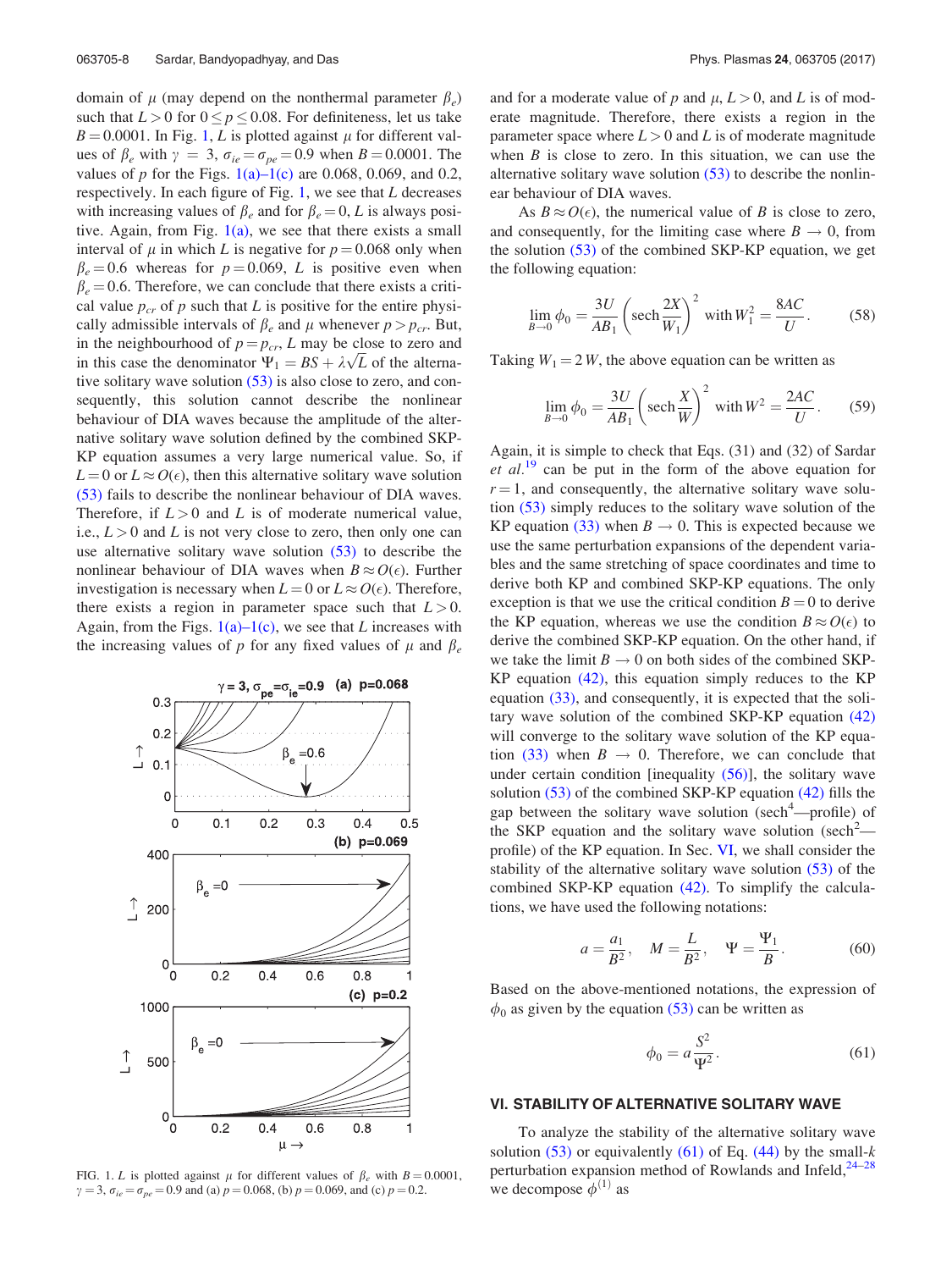domain of $\mu$ (may depend on the nonthermal parameter $\beta_e$) such that $L > 0$ for $0 \leq p \leq 0.08$. For definiteness, let us take $B = 0.0001$. In Fig. 1, $L$ is plotted against $\mu$ for different values of $\beta_e$ with $\gamma = 3$, $\sigma_{ie} = \sigma_{pe} = 0.9$ when $B = 0.0001$. The values of $p$ for the Figs. 1(a)–1(c) are 0.068, 0.069, and 0.2, respectively. In each figure of Fig. 1, we see that $L$ decreases with increasing values of $\beta_e$ and for $\beta_e = 0$, $L$ is always positive. Again, from Fig. 1(a), we see that there exists a small interval of $\mu$ in which $L$ is negative for $p = 0.068$ only when $\beta_e = 0.6$ whereas for $p = 0.069$, $L$ is positive even when $\beta_e = 0.6$. Therefore, we can conclude that there exists a critical value $p_{cr}$ of $p$ such that $L$ is positive for the entire physically admissible intervals of $\beta_e$ and $\mu$ whenever $p > p_{cr}$. But, in the neighbourhood of $p = p_{cr}$, $L$ may be close to zero and in this case the denominator $\Psi_1 = BS + \lambda\sqrt{L}$ of the alternative solitary wave solution (53) is also close to zero, and consequently, this solution cannot describe the nonlinear behaviour of DIA waves because the amplitude of the alternative solitary wave solution defined by the combined SKP-KP equation assumes a very large numerical value. So, if $L = 0$ or $L \approx O(\epsilon)$, then this alternative solitary wave solution (53) fails to describe the nonlinear behaviour of DIA waves. Therefore, if $L > 0$ and $L$ is of moderate numerical value, i.e., $L > 0$ and $L$ is not very close to zero, then only one can use alternative solitary wave solution (53) to describe the nonlinear behaviour of DIA waves when $B \approx O(\epsilon)$. Further investigation is necessary when $L = 0$ or $L \approx O(\epsilon)$. Therefore, there exists a region in parameter space such that $L > 0$. Again, from the Figs. 1(a)–1(c), we see that $L$ increases with the increasing values of $p$ for any fixed values of $\mu$ and $\beta_e$

FIG. 1. $L$ is plotted against $\mu$ for different values of $\beta_e$ with $B = 0.0001$, $\gamma = 3$, $\sigma_{ie} = \sigma_{pe} = 0.9$ and (a) $p = 0.068$, (b) $p = 0.069$, and (c) $p = 0.2$.

and for a moderate value of $p$ and $\mu$, $L > 0$, and $L$ is of moderate magnitude. Therefore, there exists a region in the parameter space where $L > 0$ and $L$ is of moderate magnitude when $B$ is close to zero. In this situation, we can use the alternative solitary wave solution (53) to describe the nonlinear behaviour of DIA waves.

As $B \approx O(\epsilon)$, the numerical value of $B$ is close to zero, and consequently, for the limiting case where $B \to 0$, from the solution (53) of the combined SKP-KP equation, we get the following equation:

$$\lim_{B\to 0} \phi_0 = \frac{3U}{AB_1}\left(\operatorname{sech}\frac{2X}{W_1}\right)^2 \quad \text{with } W_1^2 = \frac{8AC}{U}. \tag{58}$$

Taking $W_1 = 2W$, the above equation can be written as

$$\lim_{B\to 0} \phi_0 = \frac{3U}{AB_1}\left(\operatorname{sech}\frac{X}{W}\right)^2 \quad \text{with } W^2 = \frac{2AC}{U}. \tag{59}$$

Again, it is simple to check that Eqs. (31) and (32) of Sardar *et al.*[19] can be put in the form of the above equation for $r = 1$, and consequently, the alternative solitary wave solution (53) simply reduces to the solitary wave solution of the KP equation (33) when $B \to 0$. This is expected because we use the same perturbation expansions of the dependent variables and the same stretching of space coordinates and time to derive both KP and combined SKP-KP equations. The only exception is that we use the critical condition $B = 0$ to derive the KP equation, whereas we use the condition $B \approx O(\epsilon)$ to derive the combined SKP-KP equation. On the other hand, if we take the limit $B \to 0$ on both sides of the combined SKP-KP equation (42), this equation simply reduces to the KP equation (33), and consequently, it is expected that the solitary wave solution of the combined SKP-KP equation (42) will converge to the solitary wave solution of the KP equation (33) when $B \to 0$. Therefore, we can conclude that under certain condition [inequality (56)], the solitary wave solution (53) of the combined SKP-KP equation (42) fills the gap between the solitary wave solution (sech$^4$—profile) of the SKP equation and the solitary wave solution (sech$^2$—profile) of the KP equation. In Sec. VI, we shall consider the stability of the alternative solitary wave solution (53) of the combined SKP-KP equation (42). To simplify the calculations, we have used the following notations:

$$a = \frac{a_1}{B^2}, \quad M = \frac{L}{B^2}, \quad \Psi = \frac{\Psi_1}{B}. \tag{60}$$

Based on the above-mentioned notations, the expression of $\phi_0$ as given by the equation (53) can be written as

$$\phi_0 = a\frac{S^2}{\Psi^2}. \tag{61}$$

## VI. STABILITY OF ALTERNATIVE SOLITARY WAVE

To analyze the stability of the alternative solitary wave solution (53) or equivalently (61) of Eq. (44) by the small-$k$ perturbation expansion method of Rowlands and Infeld,[24–28] we decompose $\phi^{(1)}$ as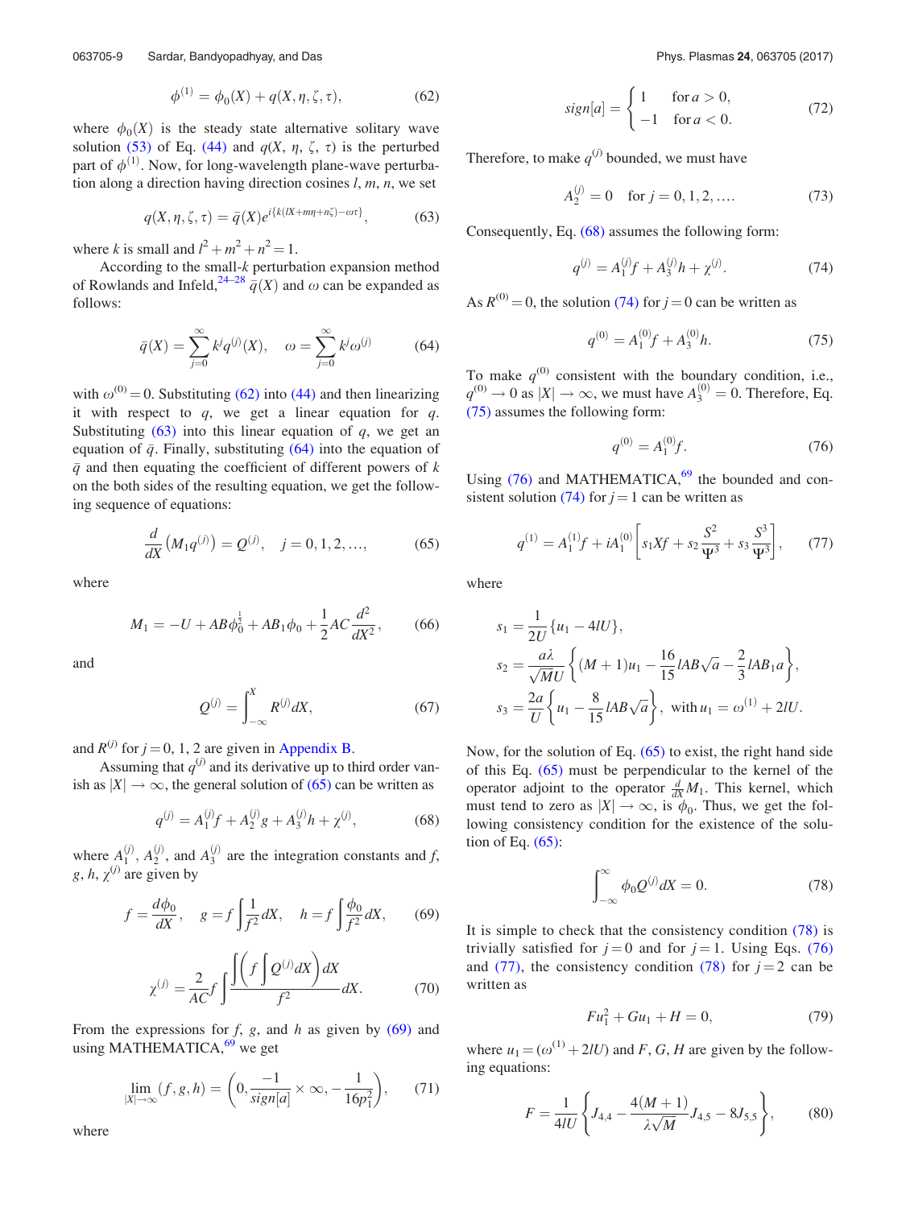$$\phi^{(1)} = \phi_0(X) + q(X,\eta,\zeta,\tau), \tag{62}$$

where $\phi_0(X)$ is the steady state alternative solitary wave solution (53) of Eq. (44) and $q(X, \eta, \zeta, \tau)$ is the perturbed part of $\phi^{(1)}$. Now, for long-wavelength plane-wave perturbation along a direction having direction cosines $l, m, n$, we set

$$q(X,\eta,\zeta,\tau) = \bar{q}(X)e^{i\{k(lX+m\eta+n\zeta)-\omega\tau\}}, \tag{63}$$

where $k$ is small and $l^2 + m^2 + n^2 = 1$.

According to the small-$k$ perturbation expansion method of Rowlands and Infeld,[24–28] $\bar{q}(X)$ and $\omega$ can be expanded as follows:

$$\bar{q}(X) = \sum_{j=0}^{\infty} k^j q^{(j)}(X), \quad \omega = \sum_{j=0}^{\infty} k^j \omega^{(j)} \tag{64}$$

with $\omega^{(0)} = 0$. Substituting (62) into (44) and then linearizing it with respect to $q$, we get a linear equation for $q$. Substituting (63) into this linear equation of $q$, we get an equation of $\bar{q}$. Finally, substituting (64) into the equation of $\bar{q}$ and then equating the coefficient of different powers of $k$ on the both sides of the resulting equation, we get the following sequence of equations:

$$\frac{d}{dX}\left(M_1 q^{(j)}\right) = Q^{(j)}, \quad j = 0, 1, 2, \ldots, \tag{65}$$

where

$$M_1 = -U + AB\phi_0^{\frac{1}{2}} + AB_1\phi_0 + \frac{1}{2}AC\frac{d^2}{dX^2}, \tag{66}$$

and

$$Q^{(j)} = \int_{-\infty}^{X} R^{(j)} dX, \tag{67}$$

and $R^{(j)}$ for $j = 0, 1, 2$ are given in Appendix B.

Assuming that $q^{(j)}$ and its derivative up to third order vanish as $|X| \to \infty$, the general solution of (65) can be written as

$$q^{(j)} = A_1^{(j)} f + A_2^{(j)} g + A_3^{(j)} h + \chi^{(j)}, \tag{68}$$

where $A_1^{(j)}$, $A_2^{(j)}$, and $A_3^{(j)}$ are the integration constants and $f$, $g$, $h$, $\chi^{(j)}$ are given by

$$f = \frac{d\phi_0}{dX}, \quad g = f\int \frac{1}{f^2} dX, \quad h = f\int \frac{\phi_0}{f^2} dX, \tag{69}$$

$$\chi^{(j)} = \frac{2}{AC} f \int \frac{\int \left( f \int Q^{(j)} dX \right) dX}{f^2} dX. \tag{70}$$

From the expressions for $f$, $g$, and $h$ as given by (69) and using MATHEMATICA,[69] we get

$$\lim_{|X|\to\infty}(f,g,h) = \left(0, \frac{-1}{sign[a]} \times \infty, -\frac{1}{16p_1^2}\right), \tag{71}$$

where

$$sign[a] = \begin{cases} 1 & \text{for } a > 0, \\ -1 & \text{for } a < 0. \end{cases} \tag{72}$$

Therefore, to make $q^{(j)}$ bounded, we must have

$$A_2^{(j)} = 0 \quad \text{for } j = 0, 1, 2, \ldots. \tag{73}$$

Consequently, Eq. (68) assumes the following form:

$$q^{(j)} = A_1^{(j)} f + A_3^{(j)} h + \chi^{(j)}. \tag{74}$$

As $R^{(0)} = 0$, the solution (74) for $j = 0$ can be written as

$$q^{(0)} = A_1^{(0)} f + A_3^{(0)} h. \tag{75}$$

To make $q^{(0)}$ consistent with the boundary condition, i.e., $q^{(0)} \to 0$ as $|X| \to \infty$, we must have $A_3^{(0)} = 0$. Therefore, Eq. (75) assumes the following form:

$$q^{(0)} = A_1^{(0)} f. \tag{76}$$

Using (76) and MATHEMATICA,[69] the bounded and consistent solution (74) for $j = 1$ can be written as

$$q^{(1)} = A_1^{(1)} f + iA_1^{(0)}\left[s_1 X f + s_2 \frac{S^2}{\Psi^3} + s_3 \frac{S^3}{\Psi^3}\right], \tag{77}$$

where

$$s_1 = \frac{1}{2U}\{u_1 - 4lU\},$$

$$s_2 = \frac{a\lambda}{\sqrt{MU}}\left\{(M+1)u_1 - \frac{16}{15}lAB\sqrt{a} - \frac{2}{3}lAB_1 a\right\},$$

$$s_3 = \frac{2a}{U}\left\{u_1 - \frac{8}{15}lAB\sqrt{a}\right\}, \text{ with } u_1 = \omega^{(1)} + 2lU.$$

Now, for the solution of Eq. (65) to exist, the right hand side of this Eq. (65) must be perpendicular to the kernel of the operator adjoint to the operator $\frac{d}{dX}M_1$. This kernel, which must tend to zero as $|X| \to \infty$, is $\phi_0$. Thus, we get the following consistency condition for the existence of the solution of Eq. (65):

$$\int_{-\infty}^{\infty} \phi_0 Q^{(j)} dX = 0. \tag{78}$$

It is simple to check that the consistency condition (78) is trivially satisfied for $j = 0$ and for $j = 1$. Using Eqs. (76) and (77), the consistency condition (78) for $j = 2$ can be written as

$$Fu_1^2 + Gu_1 + H = 0, \tag{79}$$

where $u_1 = (\omega^{(1)} + 2lU)$ and $F$, $G$, $H$ are given by the following equations:

$$F = \frac{1}{4lU}\left\{J_{4,4} - \frac{4(M+1)}{\lambda\sqrt{M}} J_{4,5} - 8J_{5,5}\right\}, \tag{80}$$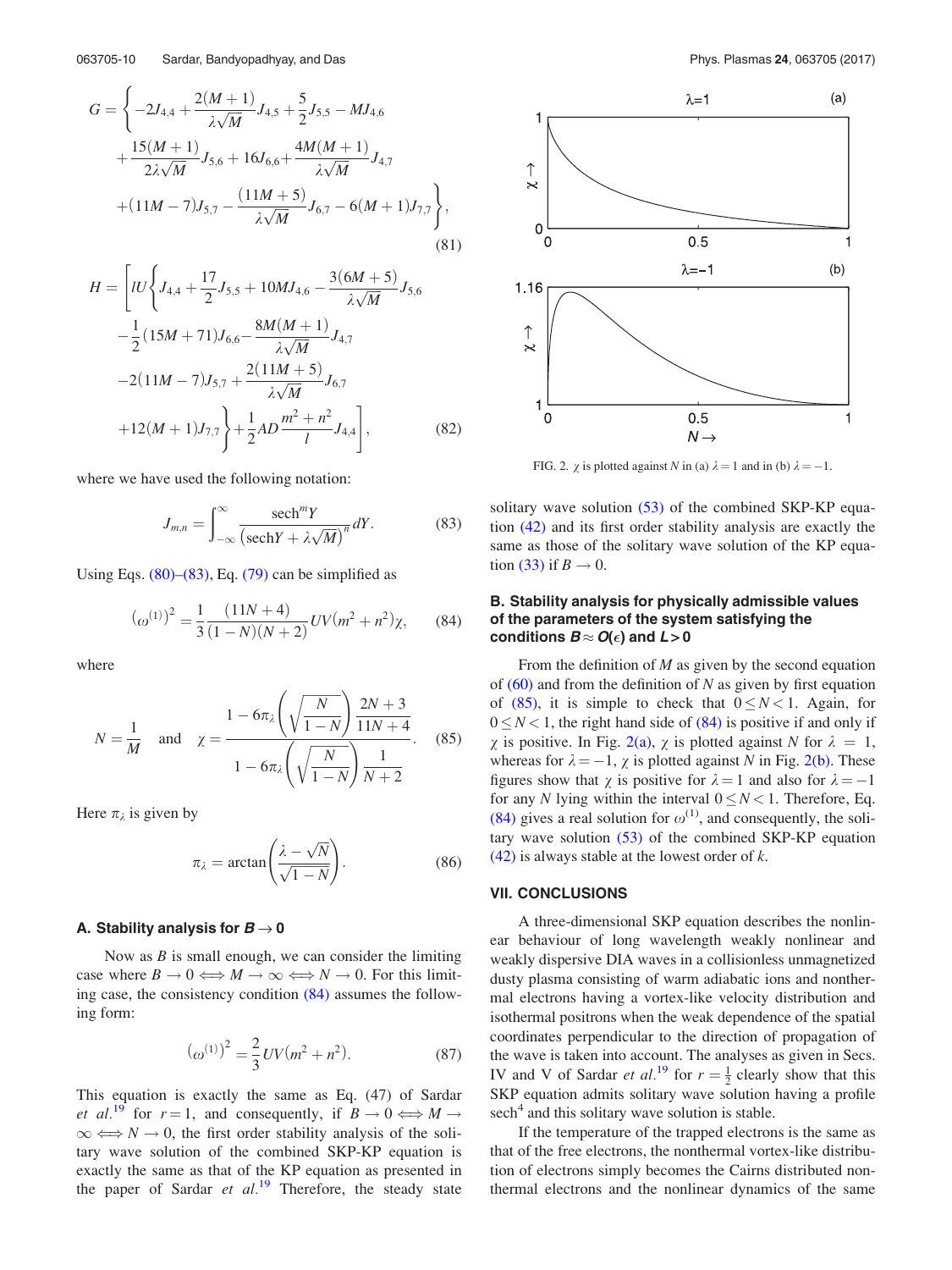$$G = \left\{ -2J_{4,4} + \frac{2(M+1)}{\lambda\sqrt{M}} J_{4,5} + \frac{5}{2} J_{5,5} - M J_{4,6} \right.$$
$$+ \frac{15(M+1)}{2\lambda\sqrt{M}} J_{5,6} + 16 J_{6,6} + \frac{4M(M+1)}{\lambda\sqrt{M}} J_{4,7}$$
$$\left. +(11M-7) J_{5,7} - \frac{(11M+5)}{\lambda\sqrt{M}} J_{6,7} - 6(M+1) J_{7,7} \right\}, \tag{81}$$

$$H = \left[ lU \left\{ J_{4,4} + \frac{17}{2} J_{5,5} + 10 M J_{4,6} - \frac{3(6M+5)}{\lambda\sqrt{M}} J_{5,6} \right. \right.$$
$$- \frac{1}{2}(15M+71) J_{6,6} - \frac{8M(M+1)}{\lambda\sqrt{M}} J_{4,7}$$
$$-2(11M-7) J_{5,7} + \frac{2(11M+5)}{\lambda\sqrt{M}} J_{6,7}$$
$$\left. \left. +12(M+1) J_{7,7} \right\} + \frac{1}{2} AD \frac{m^2+n^2}{l} J_{4,4} \right], \tag{82}$$

where we have used the following notation:

$$J_{m,n} = \int_{-\infty}^{\infty} \frac{\text{sech}^m Y}{(\text{sech} Y + \lambda\sqrt{M})^n} dY. \tag{83}$$

Using Eqs. (80)–(83), Eq. (79) can be simplified as

$$(\omega^{(1)})^2 = \frac{1}{3} \frac{(11N+4)}{(1-N)(N+2)} UV(m^2+n^2)\chi, \tag{84}$$

where

$$N = \frac{1}{M} \quad \text{and} \quad \chi = \frac{1 - 6\pi_\lambda \left( \sqrt{\frac{N}{1-N}} \right) \frac{2N+3}{11N+4}}{1 - 6\pi_\lambda \left( \sqrt{\frac{N}{1-N}} \right) \frac{1}{N+2}}. \tag{85}$$

Here $\pi_\lambda$ is given by

$$\pi_\lambda = \arctan\left( \frac{\lambda - \sqrt{N}}{\sqrt{1-N}} \right). \tag{86}$$

### A. Stability analysis for $B \to 0$

Now as $B$ is small enough, we can consider the limiting case where $B \to 0 \Longleftrightarrow M \to \infty \Longleftrightarrow N \to 0$. For this limiting case, the consistency condition (84) assumes the following form:

$$(\omega^{(1)})^2 = \frac{2}{3} UV(m^2+n^2). \tag{87}$$

This equation is exactly the same as Eq. (47) of Sardar *et al.*[19] for $r=1$, and consequently, if $B \to 0 \Longleftrightarrow M \to \infty \Longleftrightarrow N \to 0$, the first order stability analysis of the solitary wave solution of the combined SKP-KP equation is exactly the same as that of the KP equation as presented in the paper of Sardar *et al.*[19] Therefore, the steady state solitary wave solution (53) of the combined SKP-KP equation (42) and its first order stability analysis are exactly the same as those of the solitary wave solution of the KP equation (33) if $B \to 0$.

FIG. 2. $\chi$ is plotted against $N$ in (a) $\lambda = 1$ and in (b) $\lambda = -1$.

### B. Stability analysis for physically admissible values of the parameters of the system satisfying the conditions $B \approx O(\epsilon)$ and $L > 0$

From the definition of $M$ as given by the second equation of (60) and from the definition of $N$ as given by first equation of (85), it is simple to check that $0 \le N < 1$. Again, for $0 \le N < 1$, the right hand side of (84) is positive if and only if $\chi$ is positive. In Fig. 2(a), $\chi$ is plotted against $N$ for $\lambda = 1$, whereas for $\lambda = -1$, $\chi$ is plotted against $N$ in Fig. 2(b). These figures show that $\chi$ is positive for $\lambda = 1$ and also for $\lambda = -1$ for any $N$ lying within the interval $0 \le N < 1$. Therefore, Eq. (84) gives a real solution for $\omega^{(1)}$, and consequently, the solitary wave solution (53) of the combined SKP-KP equation (42) is always stable at the lowest order of $k$.

## VII. CONCLUSIONS

A three-dimensional SKP equation describes the nonlinear behaviour of long wavelength weakly nonlinear and weakly dispersive DIA waves in a collisionless unmagnetized dusty plasma consisting of warm adiabatic ions and nonthermal electrons having a vortex-like velocity distribution and isothermal positrons when the weak dependence of the spatial coordinates perpendicular to the direction of propagation of the wave is taken into account. The analyses as given in Secs. IV and V of Sardar *et al.*[19] for $r = \frac{1}{2}$ clearly show that this SKP equation admits solitary wave solution having a profile $\text{sech}^4$ and this solitary wave solution is stable.

If the temperature of the trapped electrons is the same as that of the free electrons, the nonthermal vortex-like distribution of electrons simply becomes the Cairns distributed nonthermal electrons and the nonlinear dynamics of the same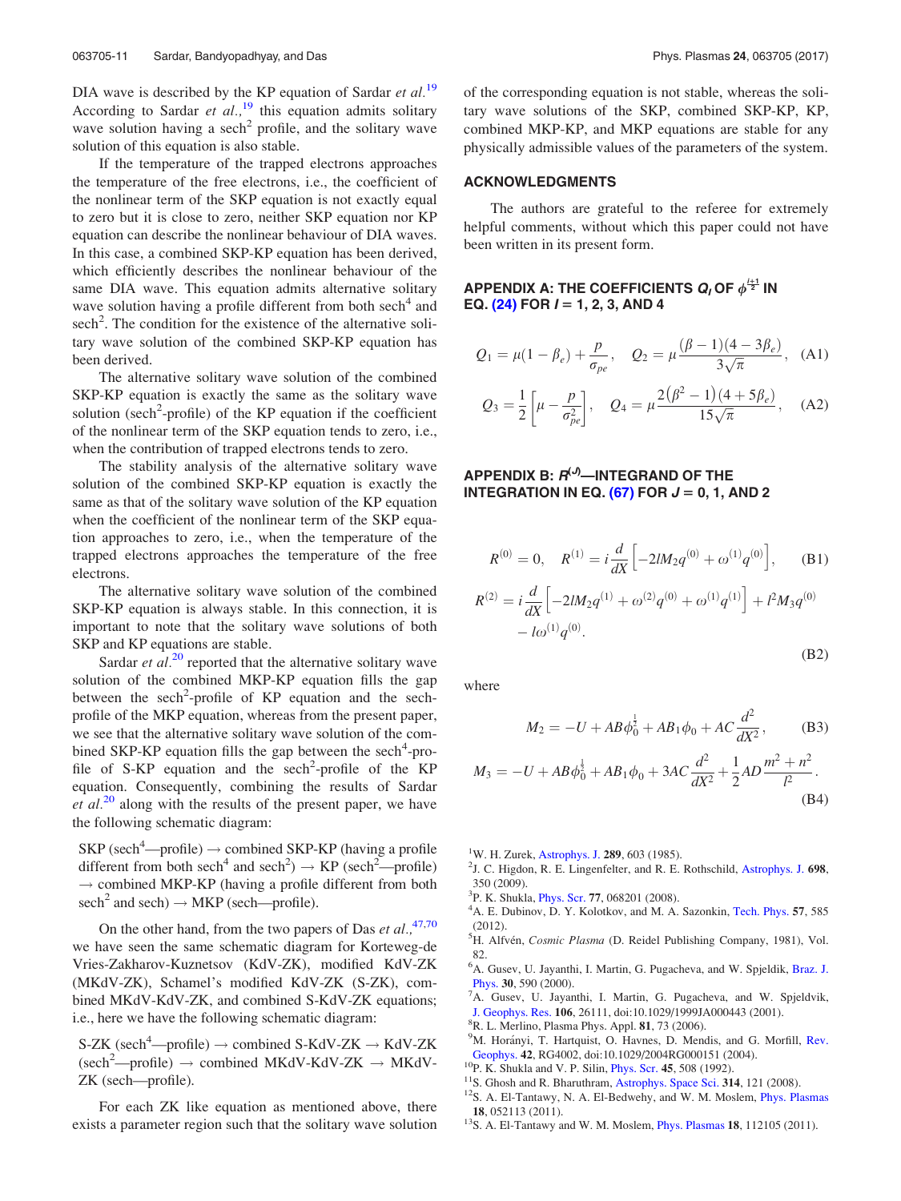DIA wave is described by the KP equation of Sardar *et al.*[19] According to Sardar *et al.*,[19] this equation admits solitary wave solution having a $\text{sech}^2$ profile, and the solitary wave solution of this equation is also stable.

If the temperature of the trapped electrons approaches the temperature of the free electrons, i.e., the coefficient of the nonlinear term of the SKP equation is not exactly equal to zero but it is close to zero, neither SKP equation nor KP equation can describe the nonlinear behaviour of DIA waves. In this case, a combined SKP-KP equation has been derived, which efficiently describes the nonlinear behaviour of the same DIA wave. This equation admits alternative solitary wave solution having a profile different from both $\text{sech}^4$ and $\text{sech}^2$. The condition for the existence of the alternative solitary wave solution of the combined SKP-KP equation has been derived.

The alternative solitary wave solution of the combined SKP-KP equation is exactly the same as the solitary wave solution ($\text{sech}^2$-profile) of the KP equation if the coefficient of the nonlinear term of the SKP equation tends to zero, i.e., when the contribution of trapped electrons tends to zero.

The stability analysis of the alternative solitary wave solution of the combined SKP-KP equation is exactly the same as that of the solitary wave solution of the KP equation when the coefficient of the nonlinear term of the SKP equation approaches to zero, i.e., when the temperature of the trapped electrons approaches the temperature of the free electrons.

The alternative solitary wave solution of the combined SKP-KP equation is always stable. In this connection, it is important to note that the solitary wave solutions of both SKP and KP equations are stable.

Sardar *et al.*[20] reported that the alternative solitary wave solution of the combined MKP-KP equation fills the gap between the $\text{sech}^2$-profile of KP equation and the sech-profile of the MKP equation, whereas from the present paper, we see that the alternative solitary wave solution of the combined SKP-KP equation fills the gap between the $\text{sech}^4$-profile of S-KP equation and the $\text{sech}^2$-profile of the KP equation. Consequently, combining the results of Sardar *et al.*[20] along with the results of the present paper, we have the following schematic diagram:

SKP ($\text{sech}^4$—profile) → combined SKP-KP (having a profile different from both $\text{sech}^4$ and $\text{sech}^2$) → KP ($\text{sech}^2$—profile) → combined MKP-KP (having a profile different from both $\text{sech}^2$ and sech) → MKP (sech—profile).

On the other hand, from the two papers of Das *et al.*,[47,70] we have seen the same schematic diagram for Korteweg-de Vries-Zakharov-Kuznetsov (KdV-ZK), modified KdV-ZK (MKdV-ZK), Schamel's modified KdV-ZK (S-ZK), combined MKdV-KdV-ZK, and combined S-KdV-ZK equations; i.e., here we have the following schematic diagram:

S-ZK ($\text{sech}^4$—profile) → combined S-KdV-ZK → KdV-ZK ($\text{sech}^2$—profile) → combined MKdV-KdV-ZK → MKdV-ZK (sech—profile).

For each ZK like equation as mentioned above, there exists a parameter region such that the solitary wave solution of the corresponding equation is not stable, whereas the solitary wave solutions of the SKP, combined SKP-KP, KP, combined MKP-KP, and MKP equations are stable for any physically admissible values of the parameters of the system.

## ACKNOWLEDGMENTS

The authors are grateful to the referee for extremely helpful comments, without which this paper could not have been written in its present form.

## APPENDIX A: THE COEFFICIENTS $Q_l$ OF $\phi^{\frac{l+1}{2}}$ IN EQ. (24) FOR $l$ = 1, 2, 3, AND 4

$$Q_1 = \mu(1-\beta_e) + \frac{p}{\sigma_{pe}}, \quad Q_2 = \mu\frac{(\beta-1)(4-3\beta_e)}{3\sqrt{\pi}}, \tag{A1}$$

$$Q_3 = \frac{1}{2}\left[\mu - \frac{p}{\sigma_{pe}^2}\right], \quad Q_4 = \mu\frac{2(\beta^2-1)(4+5\beta_e)}{15\sqrt{\pi}}, \tag{A2}$$

## APPENDIX B: $R^{(J)}$—INTEGRAND OF THE INTEGRATION IN EQ. (67) FOR $J$ = 0, 1, AND 2

$$R^{(0)} = 0, \quad R^{(1)} = i\frac{d}{dX}\left[-2lM_2 q^{(0)} + \omega^{(1)} q^{(0)}\right], \tag{B1}$$

$$R^{(2)} = i\frac{d}{dX}\left[-2lM_2 q^{(1)} + \omega^{(2)} q^{(0)} + \omega^{(1)} q^{(1)}\right] + l^2 M_3 q^{(0)} - l\omega^{(1)} q^{(0)}. \tag{B2}$$

where

$$M_2 = -U + AB\phi_0^{\frac{1}{2}} + AB_1\phi_0 + AC\frac{d^2}{dX^2}, \tag{B3}$$

$$M_3 = -U + AB\phi_0^{\frac{1}{2}} + AB_1\phi_0 + 3AC\frac{d^2}{dX^2} + \frac{1}{2}AD\frac{m^2+n^2}{l^2}. \tag{B4}$$

[1] W. H. Zurek, Astrophys. J. **289**, 603 (1985).
[2] J. C. Higdon, R. E. Lingenfelter, and R. E. Rothschild, Astrophys. J. **698**, 350 (2009).
[3] P. K. Shukla, Phys. Scr. **77**, 068201 (2008).
[4] A. E. Dubinov, D. Y. Kolotkov, and M. A. Sazonkin, Tech. Phys. **57**, 585 (2012).
[5] H. Alfvén, *Cosmic Plasma* (D. Reidel Publishing Company, 1981), Vol. 82.
[6] A. Gusev, U. Jayanthi, I. Martin, G. Pugacheva, and W. Spjeldik, Braz. J. Phys. **30**, 590 (2000).
[7] A. Gusev, U. Jayanthi, I. Martin, G. Pugacheva, and W. Spjeldvik, J. Geophys. Res. **106**, 26111, doi:10.1029/1999JA000443 (2001).
[8] R. L. Merlino, Plasma Phys. Appl. **81**, 73 (2006).
[9] M. Horányi, T. Hartquist, O. Havnes, D. Mendis, and G. Morfill, Rev. Geophys. **42**, RG4002, doi:10.1029/2004RG000151 (2004).
[10] P. K. Shukla and V. P. Silin, Phys. Scr. **45**, 508 (1992).
[11] S. Ghosh and R. Bharuthram, Astrophys. Space Sci. **314**, 121 (2008).
[12] S. A. El-Tantawy, N. A. El-Bedwehy, and W. M. Moslem, Phys. Plasmas **18**, 052113 (2011).
[13] S. A. El-Tantawy and W. M. Moslem, Phys. Plasmas **18**, 112105 (2011).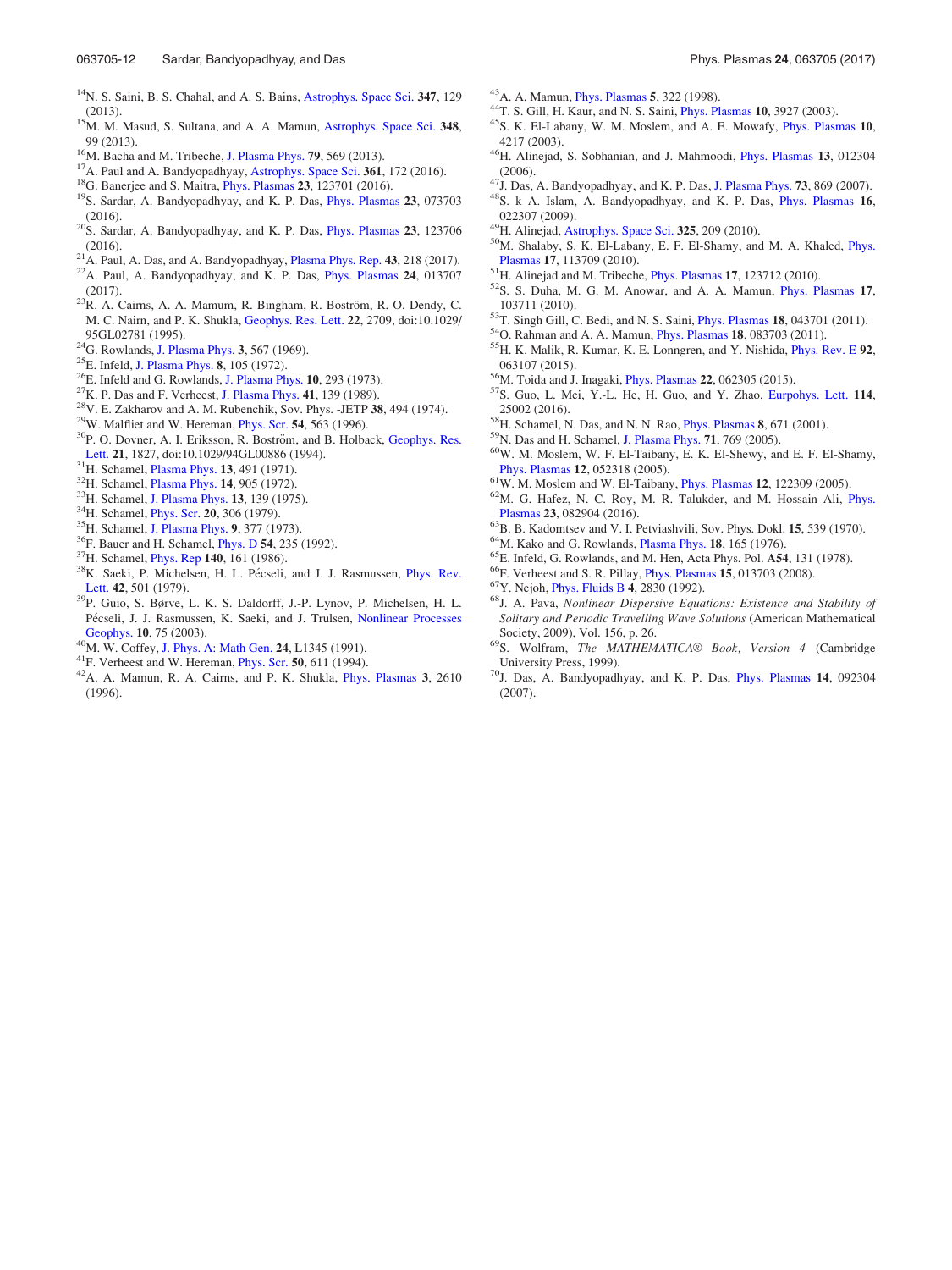[14] N. S. Saini, B. S. Chahal, and A. S. Bains, Astrophys. Space Sci. **347**, 129 (2013).

[15] M. M. Masud, S. Sultana, and A. A. Mamun, Astrophys. Space Sci. **348**, 99 (2013).

[16] M. Bacha and M. Tribeche, J. Plasma Phys. **79**, 569 (2013).

[17] A. Paul and A. Bandyopadhyay, Astrophys. Space Sci. **361**, 172 (2016).

[18] G. Banerjee and S. Maitra, Phys. Plasmas **23**, 123701 (2016).

[19] S. Sardar, A. Bandyopadhyay, and K. P. Das, Phys. Plasmas **23**, 073703 (2016).

[20] S. Sardar, A. Bandyopadhyay, and K. P. Das, Phys. Plasmas **23**, 123706 (2016).

[21] A. Paul, A. Das, and A. Bandyopadhyay, Plasma Phys. Rep. **43**, 218 (2017).

[22] A. Paul, A. Bandyopadhyay, and K. P. Das, Phys. Plasmas **24**, 013707 (2017).

[23] R. A. Cairns, A. A. Mamum, R. Bingham, R. Boström, R. O. Dendy, C. M. C. Nairn, and P. K. Shukla, Geophys. Res. Lett. **22**, 2709, doi:10.1029/95GL02781 (1995).

[24] G. Rowlands, J. Plasma Phys. **3**, 567 (1969).

[25] E. Infeld, J. Plasma Phys. **8**, 105 (1972).

[26] E. Infeld and G. Rowlands, J. Plasma Phys. **10**, 293 (1973).

[27] K. P. Das and F. Verheest, J. Plasma Phys. **41**, 139 (1989).

[28] V. E. Zakharov and A. M. Rubenchik, Sov. Phys. -JETP **38**, 494 (1974).

[29] W. Malfliet and W. Hereman, Phys. Scr. **54**, 563 (1996).

[30] P. O. Dovner, A. I. Eriksson, R. Boström, and B. Holback, Geophys. Res. Lett. **21**, 1827, doi:10.1029/94GL00886 (1994).

[31] H. Schamel, Plasma Phys. **13**, 491 (1971).

[32] H. Schamel, Plasma Phys. **14**, 905 (1972).

[33] H. Schamel, J. Plasma Phys. **13**, 139 (1975).

[34] H. Schamel, Phys. Scr. **20**, 306 (1979).

[35] H. Schamel, J. Plasma Phys. **9**, 377 (1973).

[36] F. Bauer and H. Schamel, Phys. D **54**, 235 (1992).

[37] H. Schamel, Phys. Rep **140**, 161 (1986).

[38] K. Saeki, P. Michelsen, H. L. Pécseli, and J. J. Rasmussen, Phys. Rev. Lett. **42**, 501 (1979).

[39] P. Guio, S. Børve, L. K. S. Daldorff, J.-P. Lynov, P. Michelsen, H. L. Pécseli, J. J. Rasmussen, K. Saeki, and J. Trulsen, Nonlinear Processes Geophys. **10**, 75 (2003).

[40] M. W. Coffey, J. Phys. A: Math Gen. **24**, L1345 (1991).

[41] F. Verheest and W. Hereman, Phys. Scr. **50**, 611 (1994).

[42] A. A. Mamun, R. A. Cairns, and P. K. Shukla, Phys. Plasmas **3**, 2610 (1996).

[43] A. A. Mamun, Phys. Plasmas **5**, 322 (1998).

[44] T. S. Gill, H. Kaur, and N. S. Saini, Phys. Plasmas **10**, 3927 (2003).

[45] S. K. El-Labany, W. M. Moslem, and A. E. Mowafy, Phys. Plasmas **10**, 4217 (2003).

[46] H. Alinejad, S. Sobhanian, and J. Mahmoodi, Phys. Plasmas **13**, 012304 (2006).

[47] J. Das, A. Bandyopadhyay, and K. P. Das, J. Plasma Phys. **73**, 869 (2007).

[48] S. k A. Islam, A. Bandyopadhyay, and K. P. Das, Phys. Plasmas **16**, 022307 (2009).

[49] H. Alinejad, Astrophys. Space Sci. **325**, 209 (2010).

[50] M. Shalaby, S. K. El-Labany, E. F. El-Shamy, and M. A. Khaled, Phys. Plasmas **17**, 113709 (2010).

[51] H. Alinejad and M. Tribeche, Phys. Plasmas **17**, 123712 (2010).

[52] S. S. Duha, M. G. M. Anowar, and A. A. Mamun, Phys. Plasmas **17**, 103711 (2010).

[53] T. Singh Gill, C. Bedi, and N. S. Saini, Phys. Plasmas **18**, 043701 (2011).

[54] O. Rahman and A. A. Mamun, Phys. Plasmas **18**, 083703 (2011).

[55] H. K. Malik, R. Kumar, K. E. Lonngren, and Y. Nishida, Phys. Rev. E **92**, 063107 (2015).

[56] M. Toida and J. Inagaki, Phys. Plasmas **22**, 062305 (2015).

[57] S. Guo, L. Mei, Y.-L. He, H. Guo, and Y. Zhao, Eurpohys. Lett. **114**, 25002 (2016).

[58] H. Schamel, N. Das, and N. N. Rao, Phys. Plasmas **8**, 671 (2001).

[59] N. Das and H. Schamel, J. Plasma Phys. **71**, 769 (2005).

[60] W. M. Moslem, W. F. El-Taibany, E. K. El-Shewy, and E. F. El-Shamy, Phys. Plasmas **12**, 052318 (2005).

[61] W. M. Moslem and W. El-Taibany, Phys. Plasmas **12**, 122309 (2005).

[62] M. G. Hafez, N. C. Roy, M. R. Talukder, and M. Hossain Ali, Phys. Plasmas **23**, 082904 (2016).

[63] B. B. Kadomtsev and V. I. Petviashvili, Sov. Phys. Dokl. **15**, 539 (1970).

[64] M. Kako and G. Rowlands, Plasma Phys. **18**, 165 (1976).

[65] E. Infeld, G. Rowlands, and M. Hen, Acta Phys. Pol. **A54**, 131 (1978).

[66] F. Verheest and S. R. Pillay, Phys. Plasmas **15**, 013703 (2008).

[67] Y. Nejoh, Phys. Fluids B **4**, 2830 (1992).

[68] J. A. Pava, *Nonlinear Dispersive Equations: Existence and Stability of Solitary and Periodic Travelling Wave Solutions* (American Mathematical Society, 2009), Vol. 156, p. 26.

[69] S. Wolfram, *The MATHEMATICA® Book, Version 4* (Cambridge University Press, 1999).

[70] J. Das, A. Bandyopadhyay, and K. P. Das, Phys. Plasmas **14**, 092304 (2007).